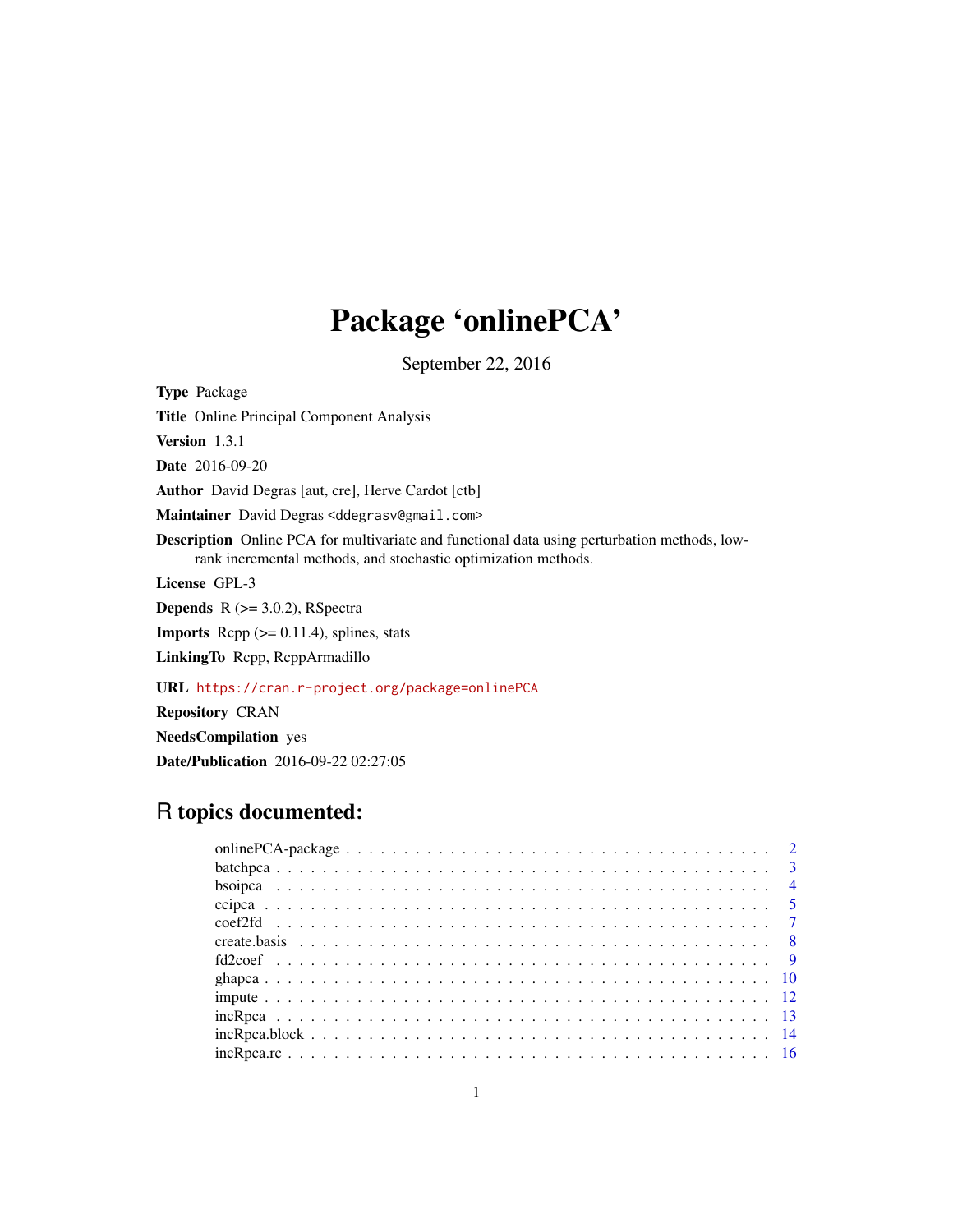# Package 'onlinePCA'

September 22, 2016

**Type** Package

**Title** Online Principal Component Analysis

**Version** 1.3.1

**Date** 2016-09-20

**Author** David Degras [aut, cre], Herve Cardot [ctb]

**Maintainer** David Degras <ddegrasv@gmail.com>

**Description** Online PCA for multivariate and functional data using perturbation methods, low-rank incremental methods, and stochastic optimization methods.

**License** GPL-3

**Depends** R (>= 3.0.2), RSpectra

**Imports** Rcpp (>= 0.11.4), splines, stats

**LinkingTo** Rcpp, RcppArmadillo

**URL** https://cran.r-project.org/package=onlinePCA

**Repository** CRAN

**NeedsCompilation** yes

**Date/Publication** 2016-09-22 02:27:05

## R topics documented:

| | |
|---|---|
| onlinePCA-package | 2 |
| batchpca | 3 |
| bsoipca | 4 |
| ccipca | 5 |
| coef2fd | 7 |
| create.basis | 8 |
| fd2coef | 9 |
| ghapca | 10 |
| impute | 12 |
| incRpca | 13 |
| incRpca.block | 14 |
| incRpca.rc | 16 |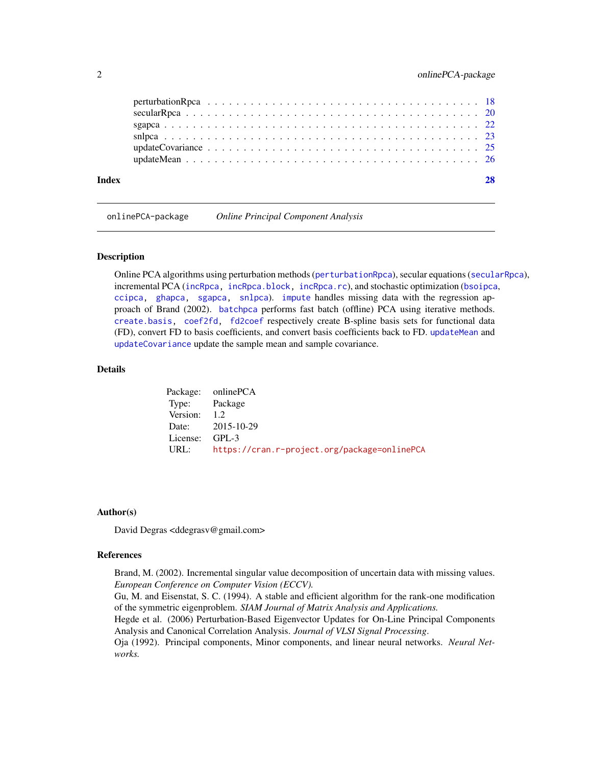| | |
|---|---|
| perturbationRpca | 18 |
| secularRpca | 20 |
| sgapca | 22 |
| snlpca | 23 |
| updateCovariance | 25 |
| updateMean | 26 |

**Index** 28

---

`onlinePCA-package` *Online Principal Component Analysis*

---

## Description

Online PCA algorithms using perturbation methods (`perturbationRpca`), secular equations (`secularRpca`), incremental PCA (`incRpca`, `incRpca.block`, `incRpca.rc`), and stochastic optimization (`bsoipca`, `ccipca`, `ghapca`, `sgapca`, `snlpca`). `impute` handles missing data with the regression approach of Brand (2002). `batchpca` performs fast batch (offline) PCA using iterative methods. `create.basis`, `coef2fd`, `fd2coef` respectively create B-spline basis sets for functional data (FD), convert FD to basis coefficients, and convert basis coefficients back to FD. `updateMean` and `updateCovariance` update the sample mean and sample covariance.

## Details

| | |
|---|---|
| Package: | onlinePCA |
| Type: | Package |
| Version: | 1.2 |
| Date: | 2015-10-29 |
| License: | GPL-3 |
| URL: | https://cran.r-project.org/package=onlinePCA |

## Author(s)

David Degras <ddegrasv@gmail.com>

## References

Brand, M. (2002). Incremental singular value decomposition of uncertain data with missing values. *European Conference on Computer Vision (ECCV).*
Gu, M. and Eisenstat, S. C. (1994). A stable and efficient algorithm for the rank-one modification of the symmetric eigenproblem. *SIAM Journal of Matrix Analysis and Applications.*
Hegde et al. (2006) Perturbation-Based Eigenvector Updates for On-Line Principal Components Analysis and Canonical Correlation Analysis. *Journal of VLSI Signal Processing*.
Oja (1992). Principal components, Minor components, and linear neural networks. *Neural Networks.*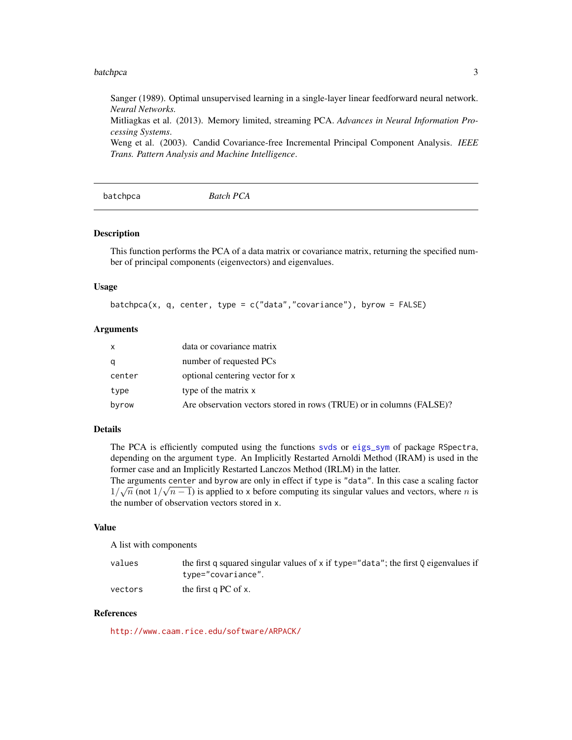Sanger (1989). Optimal unsupervised learning in a single-layer linear feedforward neural network. *Neural Networks.*

Mitliagkas et al. (2013). Memory limited, streaming PCA. *Advances in Neural Information Processing Systems*.

Weng et al. (2003). Candid Covariance-free Incremental Principal Component Analysis. *IEEE Trans. Pattern Analysis and Machine Intelligence*.

---

## batchpca — *Batch PCA*

### Description

This function performs the PCA of a data matrix or covariance matrix, returning the specified number of principal components (eigenvectors) and eigenvalues.

### Usage

```
batchpca(x, q, center, type = c("data","covariance"), byrow = FALSE)
```

### Arguments

| | |
|---|---|
| `x` | data or covariance matrix |
| `q` | number of requested PCs |
| `center` | optional centering vector for `x` |
| `type` | type of the matrix `x` |
| `byrow` | Are observation vectors stored in rows (TRUE) or in columns (FALSE)? |

### Details

The PCA is efficiently computed using the functions `svds` or `eigs_sym` of package `RSpectra`, depending on the argument `type`. An Implicitly Restarted Arnoldi Method (IRAM) is used in the former case and an Implicitly Restarted Lanczos Method (IRLM) in the latter.

The arguments `center` and `byrow` are only in effect if `type` is `"data"`. In this case a scaling factor $1/\sqrt{n}$ (not $1/\sqrt{n-1}$) is applied to `x` before computing its singular values and vectors, where $n$ is the number of observation vectors stored in `x`.

### Value

A list with components

| | |
|---|---|
| `values` | the first `q` squared singular values of `x` if `type="data"`; the first `Q` eigenvalues if `type="covariance"`. |
| `vectors` | the first `q` PC of `x`. |

### References

http://www.caam.rice.edu/software/ARPACK/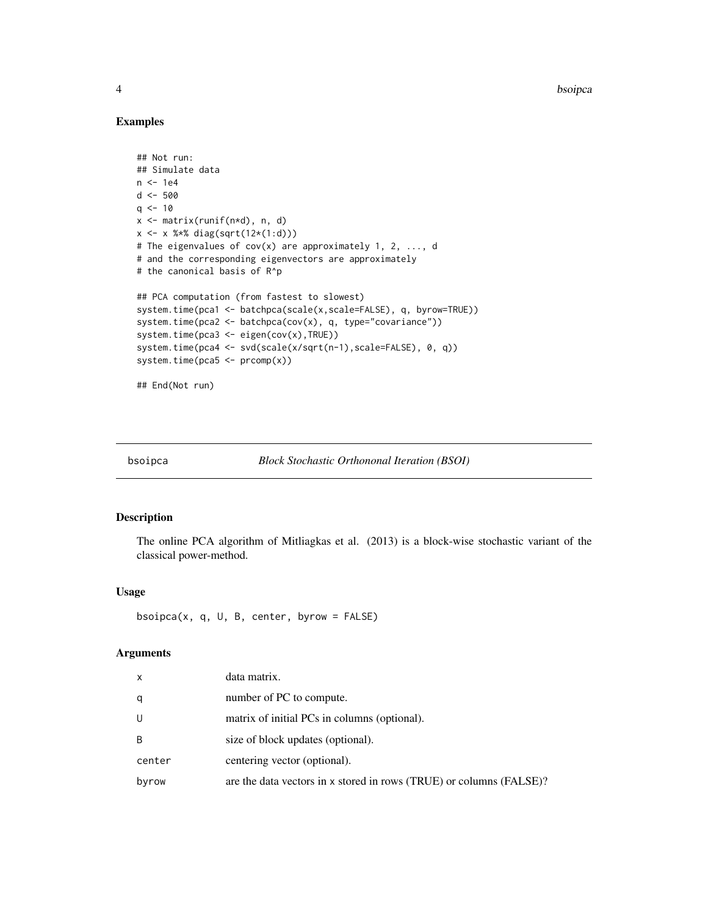### Examples

```
## Not run:
## Simulate data
n <- 1e4
d <- 500
q <- 10
x <- matrix(runif(n*d), n, d)
x <- x %*% diag(sqrt(12*(1:d)))
# The eigenvalues of cov(x) are approximately 1, 2, ..., d
# and the corresponding eigenvectors are approximately
# the canonical basis of R^p

## PCA computation (from fastest to slowest)
system.time(pca1 <- batchpca(scale(x,scale=FALSE), q, byrow=TRUE))
system.time(pca2 <- batchpca(cov(x), q, type="covariance"))
system.time(pca3 <- eigen(cov(x),TRUE))
system.time(pca4 <- svd(scale(x/sqrt(n-1),scale=FALSE), 0, q))
system.time(pca5 <- prcomp(x))

## End(Not run)
```

---

## bsoipca — *Block Stochastic Orthononal Iteration (BSOI)*

---

### Description

The online PCA algorithm of Mitliagkas et al. (2013) is a block-wise stochastic variant of the classical power-method.

### Usage

```
bsoipca(x, q, U, B, center, byrow = FALSE)
```

### Arguments

| | |
|---|---|
| x | data matrix. |
| q | number of PC to compute. |
| U | matrix of initial PCs in columns (optional). |
| B | size of block updates (optional). |
| center | centering vector (optional). |
| byrow | are the data vectors in x stored in rows (TRUE) or columns (FALSE)? |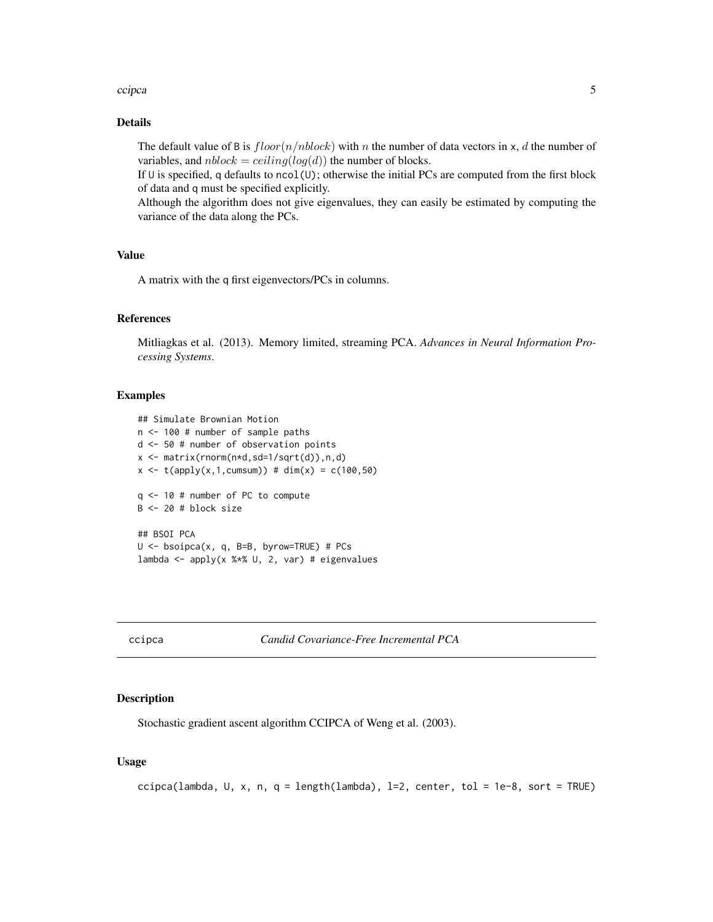### Details

The default value of B is $floor(n/nblock)$ with $n$ the number of data vectors in x, $d$ the number of variables, and $nblock = ceiling(log(d))$ the number of blocks.
If U is specified, q defaults to ncol(U); otherwise the initial PCs are computed from the first block of data and q must be specified explicitly.
Although the algorithm does not give eigenvalues, they can easily be estimated by computing the variance of the data along the PCs.

### Value

A matrix with the q first eigenvectors/PCs in columns.

### References

Mitliagkas et al. (2013). Memory limited, streaming PCA. *Advances in Neural Information Processing Systems*.

### Examples

```
## Simulate Brownian Motion
n <- 100 # number of sample paths
d <- 50 # number of observation points
x <- matrix(rnorm(n*d,sd=1/sqrt(d)),n,d)
x <- t(apply(x,1,cumsum)) # dim(x) = c(100,50)

q <- 10 # number of PC to compute
B <- 20 # block size

## BSOI PCA
U <- bsoipca(x, q, B=B, byrow=TRUE) # PCs
lambda <- apply(x %*% U, 2, var) # eigenvalues
```

---

## ccipca — *Candid Covariance-Free Incremental PCA*

### Description

Stochastic gradient ascent algorithm CCIPCA of Weng et al. (2003).

### Usage

```
ccipca(lambda, U, x, n, q = length(lambda), l=2, center, tol = 1e-8, sort = TRUE)
```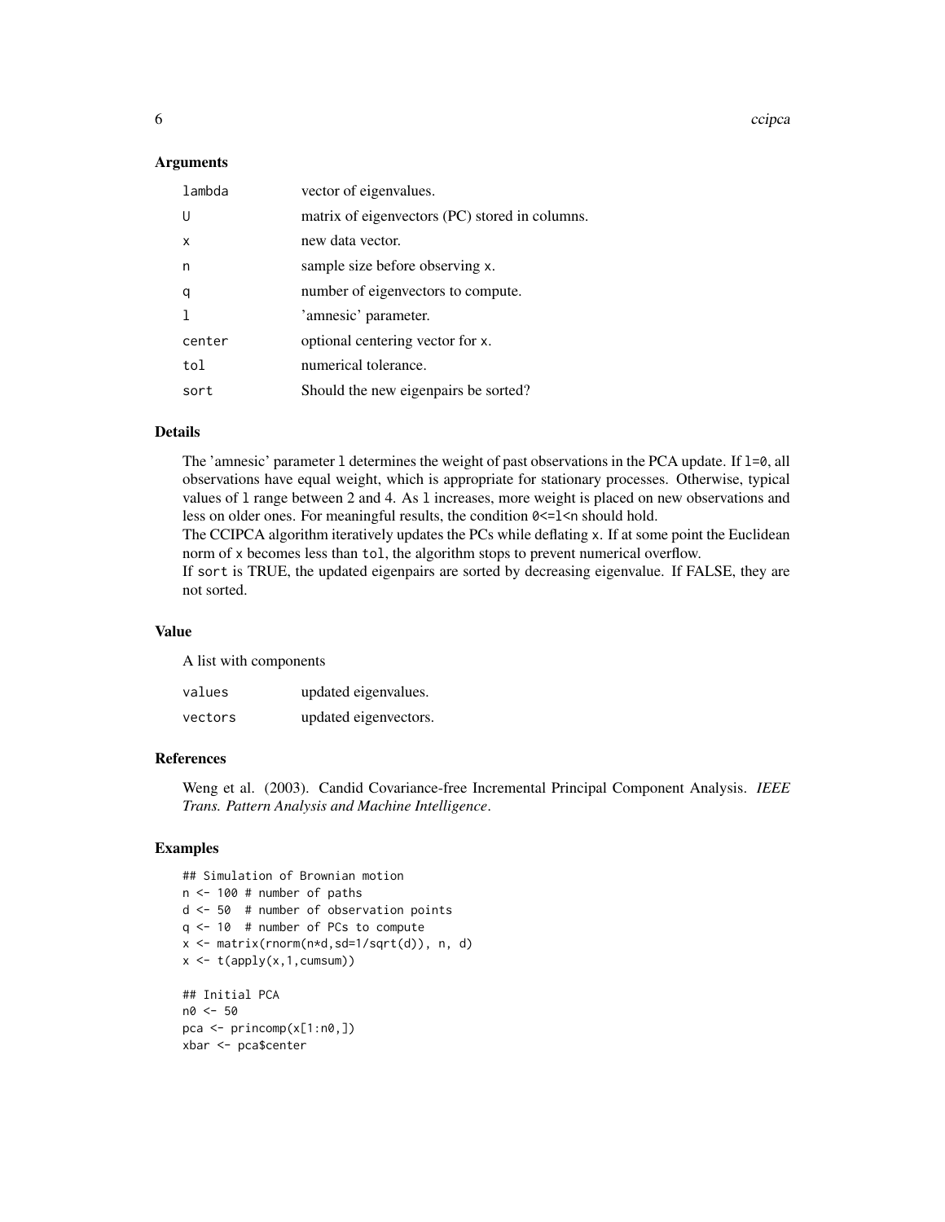## Arguments

| | |
|---|---|
| lambda | vector of eigenvalues. |
| U | matrix of eigenvectors (PC) stored in columns. |
| x | new data vector. |
| n | sample size before observing x. |
| q | number of eigenvectors to compute. |
| l | 'amnesic' parameter. |
| center | optional centering vector for x. |
| tol | numerical tolerance. |
| sort | Should the new eigenpairs be sorted? |

## Details

The 'amnesic' parameter `l` determines the weight of past observations in the PCA update. If `l=0`, all observations have equal weight, which is appropriate for stationary processes. Otherwise, typical values of `l` range between 2 and 4. As `l` increases, more weight is placed on new observations and less on older ones. For meaningful results, the condition `0<=l<n` should hold.

The CCIPCA algorithm iteratively updates the PCs while deflating `x`. If at some point the Euclidean norm of `x` becomes less than `tol`, the algorithm stops to prevent numerical overflow.

If `sort` is TRUE, the updated eigenpairs are sorted by decreasing eigenvalue. If FALSE, they are not sorted.

## Value

A list with components

| | |
|---|---|
| values | updated eigenvalues. |
| vectors | updated eigenvectors. |

## References

Weng et al. (2003). Candid Covariance-free Incremental Principal Component Analysis. *IEEE Trans. Pattern Analysis and Machine Intelligence*.

## Examples

```
## Simulation of Brownian motion
n <- 100 # number of paths
d <- 50  # number of observation points
q <- 10  # number of PCs to compute
x <- matrix(rnorm(n*d,sd=1/sqrt(d)), n, d)
x <- t(apply(x,1,cumsum))

## Initial PCA
n0 <- 50
pca <- princomp(x[1:n0,])
xbar <- pca$center
```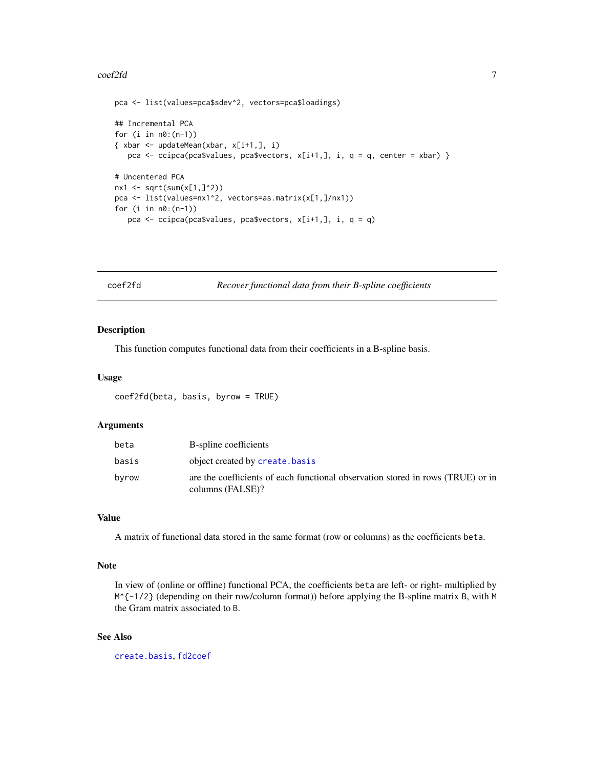```
pca <- list(values=pca$sdev^2, vectors=pca$loadings)

## Incremental PCA
for (i in n0:(n-1))
{ xbar <- updateMean(xbar, x[i+1,], i)
   pca <- ccipca(pca$values, pca$vectors, x[i+1,], i, q = q, center = xbar) }

# Uncentered PCA
nx1 <- sqrt(sum(x[1,]^2))
pca <- list(values=nx1^2, vectors=as.matrix(x[1,]/nx1))
for (i in n0:(n-1))
   pca <- ccipca(pca$values, pca$vectors, x[i+1,], i, q = q)
```

---

## coef2fd — *Recover functional data from their B-spline coefficients*

### Description

This function computes functional data from their coefficients in a B-spline basis.

### Usage

```
coef2fd(beta, basis, byrow = TRUE)
```

### Arguments

| | |
|---|---|
| `beta` | B-spline coefficients |
| `basis` | object created by `create.basis` |
| `byrow` | are the coefficients of each functional observation stored in rows (TRUE) or in columns (FALSE)? |

### Value

A matrix of functional data stored in the same format (row or columns) as the coefficients `beta`.

### Note

In view of (online or offline) functional PCA, the coefficients `beta` are left- or right- multiplied by `M^{-1/2}` (depending on their row/column format)) before applying the B-spline matrix `B`, with `M` the Gram matrix associated to `B`.

### See Also

`create.basis`, `fd2coef`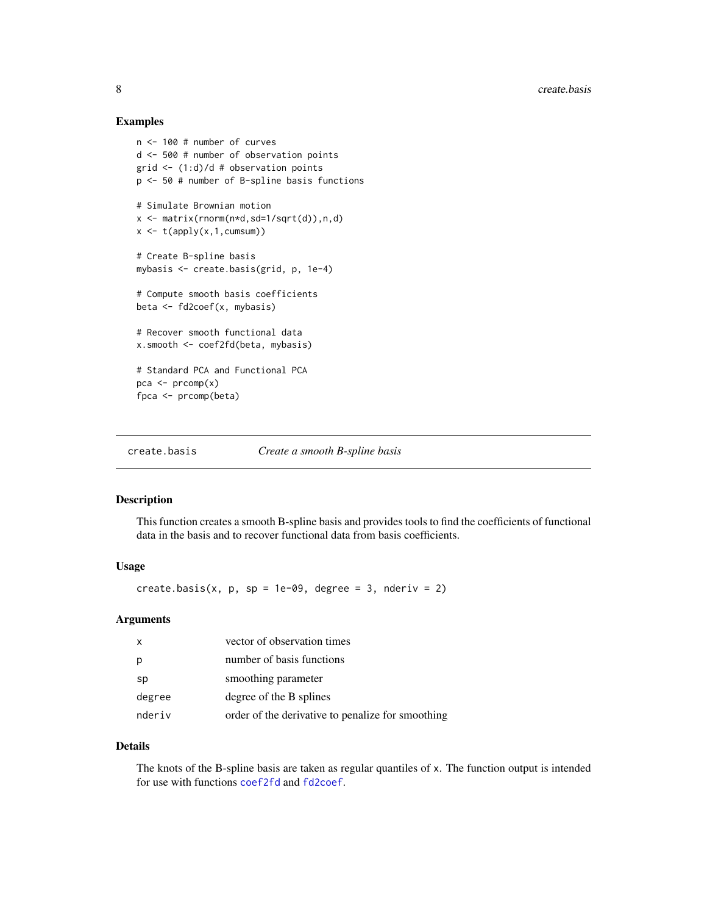## Examples

```
n <- 100 # number of curves
d <- 500 # number of observation points
grid <- (1:d)/d # observation points
p <- 50 # number of B-spline basis functions

# Simulate Brownian motion
x <- matrix(rnorm(n*d,sd=1/sqrt(d)),n,d)
x <- t(apply(x,1,cumsum))

# Create B-spline basis
mybasis <- create.basis(grid, p, 1e-4)

# Compute smooth basis coefficients
beta <- fd2coef(x, mybasis)

# Recover smooth functional data
x.smooth <- coef2fd(beta, mybasis)

# Standard PCA and Functional PCA
pca <- prcomp(x)
fpca <- prcomp(beta)
```

---

# create.basis *Create a smooth B-spline basis*

## Description

This function creates a smooth B-spline basis and provides tools to find the coefficients of functional data in the basis and to recover functional data from basis coefficients.

## Usage

```
create.basis(x, p, sp = 1e-09, degree = 3, nderiv = 2)
```

## Arguments

| | |
|---|---|
| `x` | vector of observation times |
| `p` | number of basis functions |
| `sp` | smoothing parameter |
| `degree` | degree of the B splines |
| `nderiv` | order of the derivative to penalize for smoothing |

## Details

The knots of the B-spline basis are taken as regular quantiles of `x`. The function output is intended for use with functions `coef2fd` and `fd2coef`.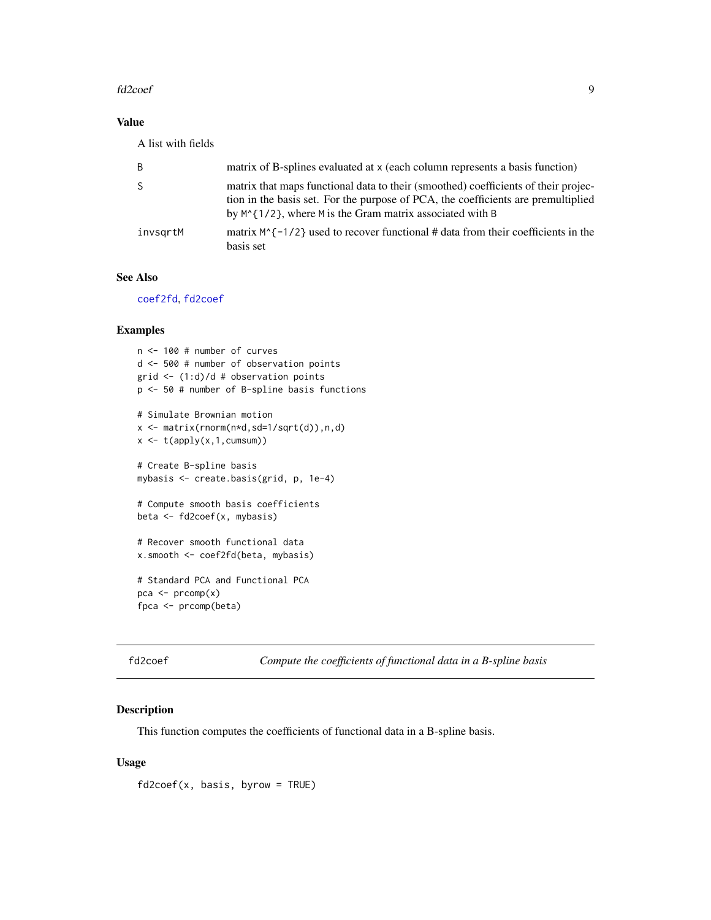## Value

A list with fields

| | |
|---|---|
| B | matrix of B-splines evaluated at x (each column represents a basis function) |
| S | matrix that maps functional data to their (smoothed) coefficients of their projection in the basis set. For the purpose of PCA, the coefficients are premultiplied by M^{1/2}, where M is the Gram matrix associated with B |
| invsqrtM | matrix M^{-1/2} used to recover functional # data from their coefficients in the basis set |

## See Also

coef2fd, fd2coef

## Examples

```
n <- 100 # number of curves
d <- 500 # number of observation points
grid <- (1:d)/d # observation points
p <- 50 # number of B-spline basis functions

# Simulate Brownian motion
x <- matrix(rnorm(n*d,sd=1/sqrt(d)),n,d)
x <- t(apply(x,1,cumsum))

# Create B-spline basis
mybasis <- create.basis(grid, p, 1e-4)

# Compute smooth basis coefficients
beta <- fd2coef(x, mybasis)

# Recover smooth functional data
x.smooth <- coef2fd(beta, mybasis)

# Standard PCA and Functional PCA
pca <- prcomp(x)
fpca <- prcomp(beta)
```

# fd2coef — *Compute the coefficients of functional data in a B-spline basis*

## Description

This function computes the coefficients of functional data in a B-spline basis.

## Usage

```
fd2coef(x, basis, byrow = TRUE)
```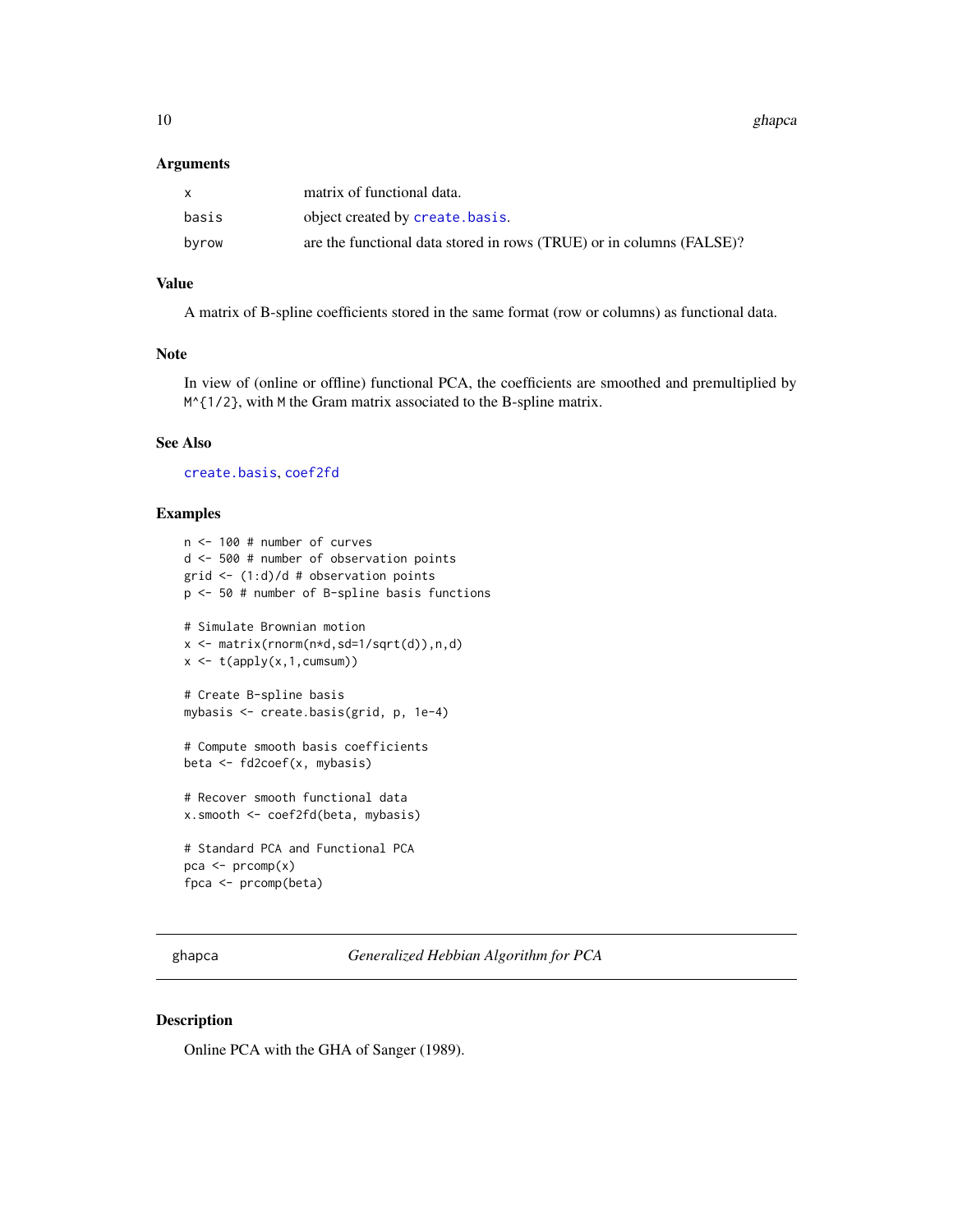### Arguments

| | |
|---|---|
| `x` | matrix of functional data. |
| `basis` | object created by `create.basis`. |
| `byrow` | are the functional data stored in rows (TRUE) or in columns (FALSE)? |

### Value

A matrix of B-spline coefficients stored in the same format (row or columns) as functional data.

### Note

In view of (online or offline) functional PCA, the coefficients are smoothed and premultiplied by `M^{1/2}`, with `M` the Gram matrix associated to the B-spline matrix.

### See Also

`create.basis`, `coef2fd`

### Examples

```
n <- 100 # number of curves
d <- 500 # number of observation points
grid <- (1:d)/d # observation points
p <- 50 # number of B-spline basis functions

# Simulate Brownian motion
x <- matrix(rnorm(n*d,sd=1/sqrt(d)),n,d)
x <- t(apply(x,1,cumsum))

# Create B-spline basis
mybasis <- create.basis(grid, p, 1e-4)

# Compute smooth basis coefficients
beta <- fd2coef(x, mybasis)

# Recover smooth functional data
x.smooth <- coef2fd(beta, mybasis)

# Standard PCA and Functional PCA
pca <- prcomp(x)
fpca <- prcomp(beta)
```

---

## ghapca — *Generalized Hebbian Algorithm for PCA*

### Description

Online PCA with the GHA of Sanger (1989).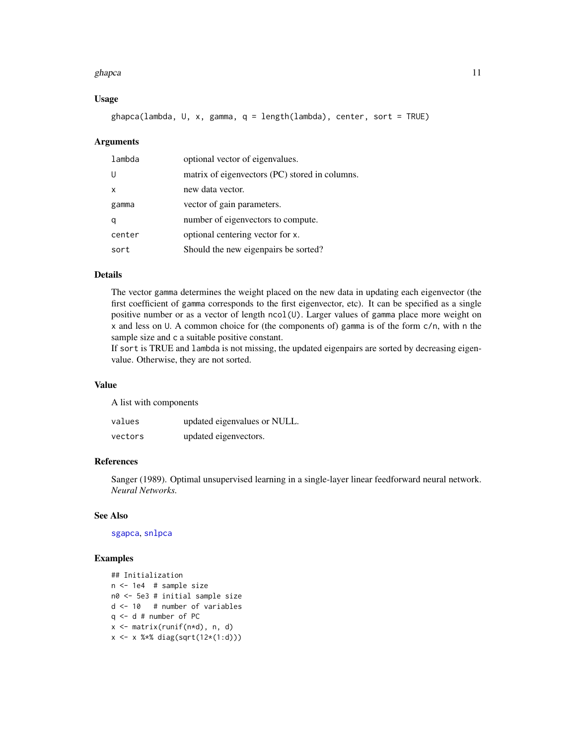### Usage

```
ghapca(lambda, U, x, gamma, q = length(lambda), center, sort = TRUE)
```

### Arguments

| | |
|---|---|
| lambda | optional vector of eigenvalues. |
| U | matrix of eigenvectors (PC) stored in columns. |
| x | new data vector. |
| gamma | vector of gain parameters. |
| q | number of eigenvectors to compute. |
| center | optional centering vector for x. |
| sort | Should the new eigenpairs be sorted? |

### Details

The vector gamma determines the weight placed on the new data in updating each eigenvector (the first coefficient of gamma corresponds to the first eigenvector, etc). It can be specified as a single positive number or as a vector of length ncol(U). Larger values of gamma place more weight on x and less on U. A common choice for (the components of) gamma is of the form c/n, with n the sample size and c a suitable positive constant.
If sort is TRUE and lambda is not missing, the updated eigenpairs are sorted by decreasing eigenvalue. Otherwise, they are not sorted.

### Value

A list with components

| | |
|---|---|
| values | updated eigenvalues or NULL. |
| vectors | updated eigenvectors. |

### References

Sanger (1989). Optimal unsupervised learning in a single-layer linear feedforward neural network. *Neural Networks.*

### See Also

sgapca, snlpca

### Examples

```
## Initialization
n <- 1e4  # sample size
n0 <- 5e3 # initial sample size
d <- 10   # number of variables
q <- d # number of PC
x <- matrix(runif(n*d), n, d)
x <- x %*% diag(sqrt(12*(1:d)))
```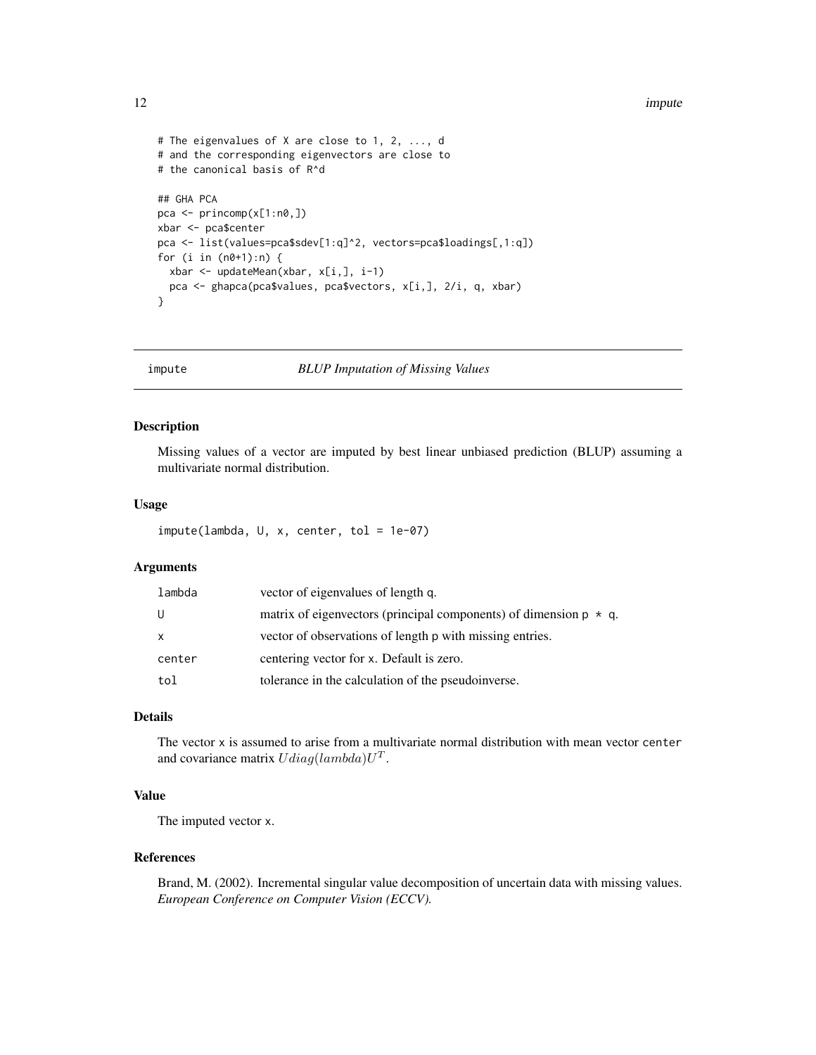```
# The eigenvalues of X are close to 1, 2, ..., d
# and the corresponding eigenvectors are close to
# the canonical basis of R^d

## GHA PCA
pca <- princomp(x[1:n0,])
xbar <- pca$center
pca <- list(values=pca$sdev[1:q]^2, vectors=pca$loadings[,1:q])
for (i in (n0+1):n) {
  xbar <- updateMean(xbar, x[i,], i-1)
  pca <- ghapca(pca$values, pca$vectors, x[i,], 2/i, q, xbar)
}
```

---

## impute *BLUP Imputation of Missing Values*

### Description

Missing values of a vector are imputed by best linear unbiased prediction (BLUP) assuming a multivariate normal distribution.

### Usage

```
impute(lambda, U, x, center, tol = 1e-07)
```

### Arguments

| | |
|---|---|
| lambda | vector of eigenvalues of length q. |
| U | matrix of eigenvectors (principal components) of dimension p * q. |
| x | vector of observations of length p with missing entries. |
| center | centering vector for x. Default is zero. |
| tol | tolerance in the calculation of the pseudoinverse. |

### Details

The vector x is assumed to arise from a multivariate normal distribution with mean vector center and covariance matrix $U diag(lambda) U^T$.

### Value

The imputed vector x.

### References

Brand, M. (2002). Incremental singular value decomposition of uncertain data with missing values. *European Conference on Computer Vision (ECCV).*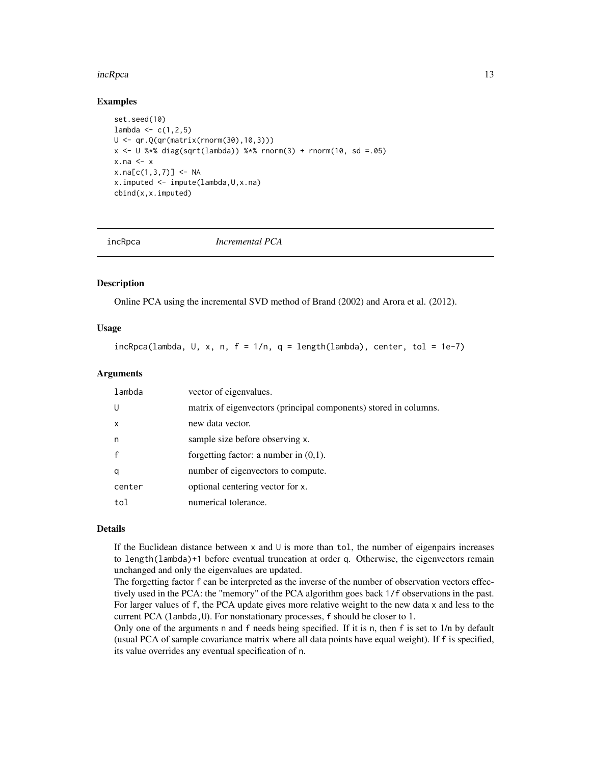### Examples

```
set.seed(10)
lambda <- c(1,2,5)
U <- qr.Q(qr(matrix(rnorm(30),10,3)))
x <- U %*% diag(sqrt(lambda)) %*% rnorm(3) + rnorm(10, sd =.05)
x.na <- x
x.na[c(1,3,7)] <- NA
x.imputed <- impute(lambda,U,x.na)
cbind(x,x.imputed)
```

---

## incRpca *Incremental PCA*

---

### Description

Online PCA using the incremental SVD method of Brand (2002) and Arora et al. (2012).

### Usage

```
incRpca(lambda, U, x, n, f = 1/n, q = length(lambda), center, tol = 1e-7)
```

### Arguments

| | |
|---|---|
| lambda | vector of eigenvalues. |
| U | matrix of eigenvectors (principal components) stored in columns. |
| x | new data vector. |
| n | sample size before observing x. |
| f | forgetting factor: a number in (0,1). |
| q | number of eigenvectors to compute. |
| center | optional centering vector for x. |
| tol | numerical tolerance. |

### Details

If the Euclidean distance between x and U is more than tol, the number of eigenpairs increases to length(lambda)+1 before eventual truncation at order q. Otherwise, the eigenvectors remain unchanged and only the eigenvalues are updated.

The forgetting factor f can be interpreted as the inverse of the number of observation vectors effectively used in the PCA: the "memory" of the PCA algorithm goes back 1/f observations in the past. For larger values of f, the PCA update gives more relative weight to the new data x and less to the current PCA (lambda,U). For nonstationary processes, f should be closer to 1.

Only one of the arguments n and f needs being specified. If it is n, then f is set to 1/n by default (usual PCA of sample covariance matrix where all data points have equal weight). If f is specified, its value overrides any eventual specification of n.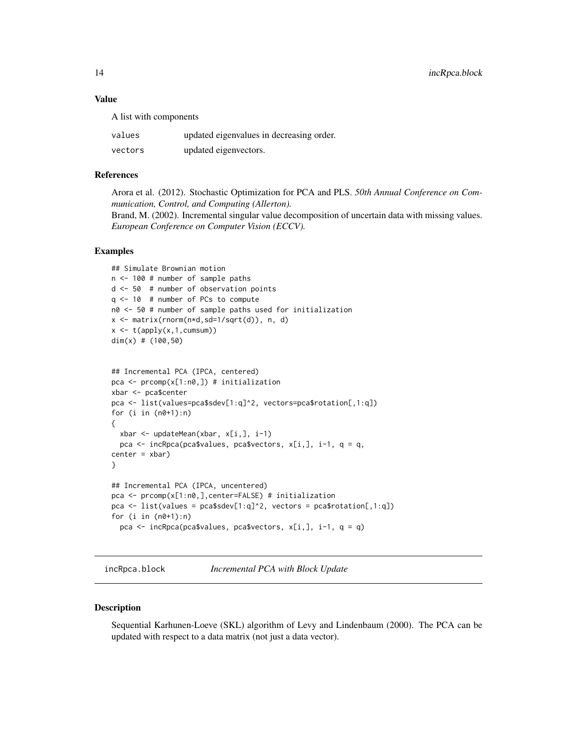### Value

A list with components

| | |
|---|---|
| `values` | updated eigenvalues in decreasing order. |
| `vectors` | updated eigenvectors. |

### References

Arora et al. (2012). Stochastic Optimization for PCA and PLS. *50th Annual Conference on Communication, Control, and Computing (Allerton).*

Brand, M. (2002). Incremental singular value decomposition of uncertain data with missing values. *European Conference on Computer Vision (ECCV).*

### Examples

```
## Simulate Brownian motion
n <- 100 # number of sample paths
d <- 50  # number of observation points
q <- 10  # number of PCs to compute
n0 <- 50 # number of sample paths used for initialization
x <- matrix(rnorm(n*d,sd=1/sqrt(d)), n, d)
x <- t(apply(x,1,cumsum))
dim(x) # (100,50)


## Incremental PCA (IPCA, centered)
pca <- prcomp(x[1:n0,]) # initialization
xbar <- pca$center
pca <- list(values=pca$sdev[1:q]^2, vectors=pca$rotation[,1:q])
for (i in (n0+1):n)
{
  xbar <- updateMean(xbar, x[i,], i-1)
  pca <- incRpca(pca$values, pca$vectors, x[i,], i-1, q = q,
center = xbar)
}

## Incremental PCA (IPCA, uncentered)
pca <- prcomp(x[1:n0,],center=FALSE) # initialization
pca <- list(values = pca$sdev[1:q]^2, vectors = pca$rotation[,1:q])
for (i in (n0+1):n)
  pca <- incRpca(pca$values, pca$vectors, x[i,], i-1, q = q)
```

---

## incRpca.block *Incremental PCA with Block Update*

---

### Description

Sequential Karhunen-Loeve (SKL) algorithm of Levy and Lindenbaum (2000). The PCA can be updated with respect to a data matrix (not just a data vector).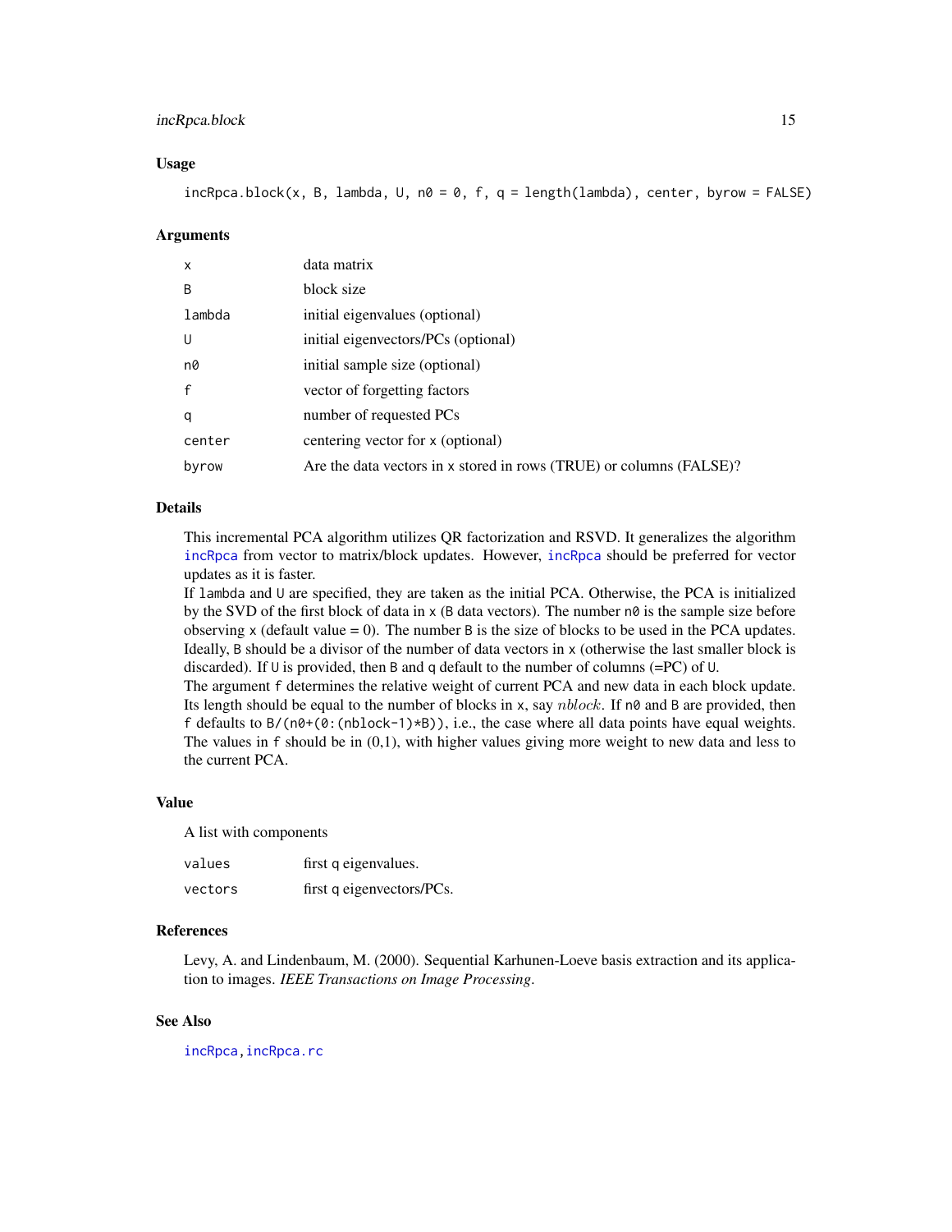### Usage

```
incRpca.block(x, B, lambda, U, n0 = 0, f, q = length(lambda), center, byrow = FALSE)
```

### Arguments

| | |
|---|---|
| `x` | data matrix |
| `B` | block size |
| `lambda` | initial eigenvalues (optional) |
| `U` | initial eigenvectors/PCs (optional) |
| `n0` | initial sample size (optional) |
| `f` | vector of forgetting factors |
| `q` | number of requested PCs |
| `center` | centering vector for `x` (optional) |
| `byrow` | Are the data vectors in `x` stored in rows (TRUE) or columns (FALSE)? |

### Details

This incremental PCA algorithm utilizes QR factorization and RSVD. It generalizes the algorithm `incRpca` from vector to matrix/block updates. However, `incRpca` should be preferred for vector updates as it is faster.

If `lambda` and `U` are specified, they are taken as the initial PCA. Otherwise, the PCA is initialized by the SVD of the first block of data in `x` (`B` data vectors). The number `n0` is the sample size before observing `x` (default value = 0). The number `B` is the size of blocks to be used in the PCA updates. Ideally, `B` should be a divisor of the number of data vectors in `x` (otherwise the last smaller block is discarded). If `U` is provided, then `B` and `q` default to the number of columns (=PC) of `U`.

The argument `f` determines the relative weight of current PCA and new data in each block update. Its length should be equal to the number of blocks in `x`, say $nblock$. If `n0` and `B` are provided, then `f` defaults to `B/(n0+(0:(nblock-1)*B))`, i.e., the case where all data points have equal weights. The values in `f` should be in (0,1), with higher values giving more weight to new data and less to the current PCA.

### Value

A list with components

| | |
|---|---|
| `values` | first `q` eigenvalues. |
| `vectors` | first `q` eigenvectors/PCs. |

### References

Levy, A. and Lindenbaum, M. (2000). Sequential Karhunen-Loeve basis extraction and its application to images. *IEEE Transactions on Image Processing*.

### See Also

`incRpca`, `incRpca.rc`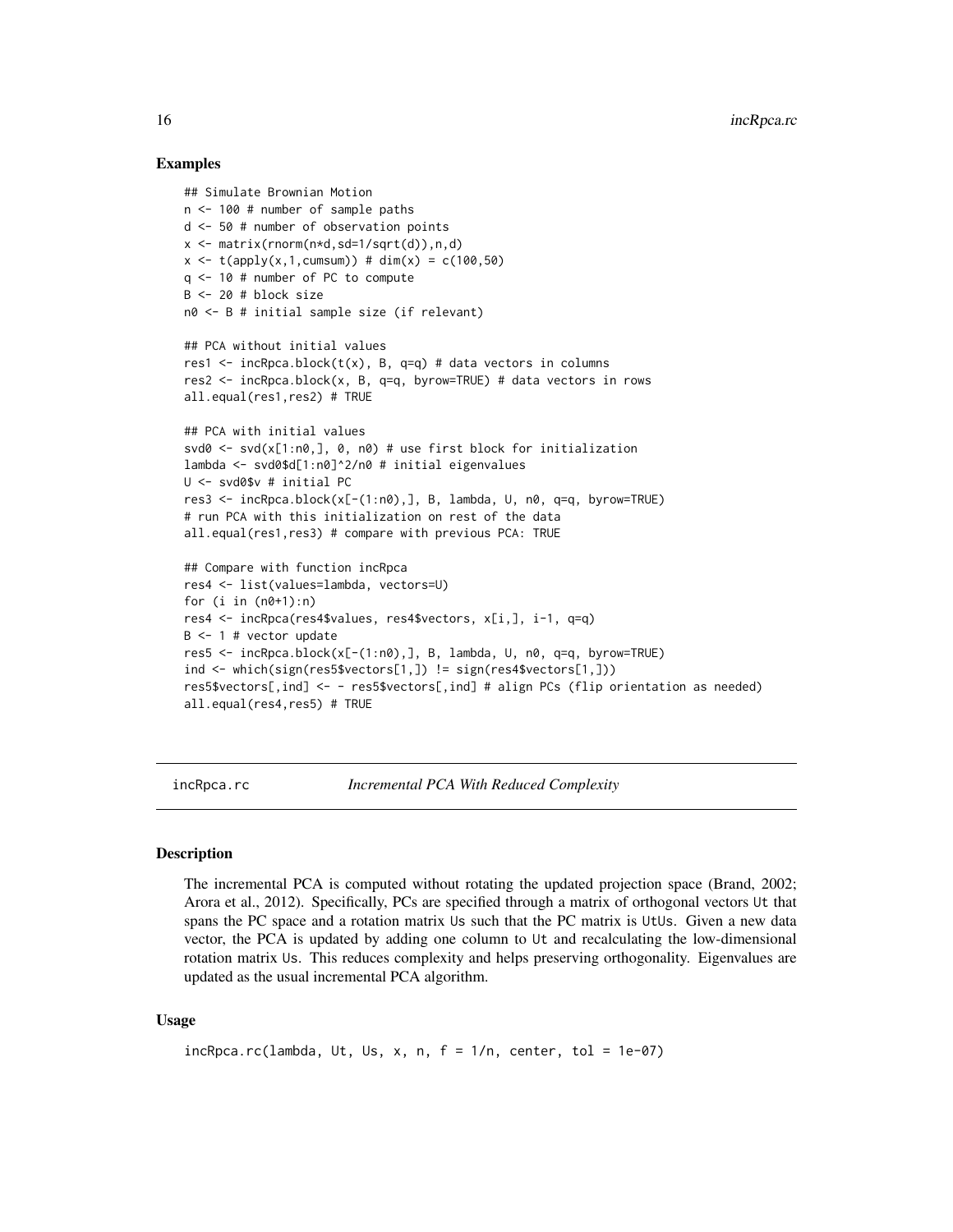### Examples

```
## Simulate Brownian Motion
n <- 100 # number of sample paths
d <- 50 # number of observation points
x <- matrix(rnorm(n*d,sd=1/sqrt(d)),n,d)
x <- t(apply(x,1,cumsum)) # dim(x) = c(100,50)
q <- 10 # number of PC to compute
B <- 20 # block size
n0 <- B # initial sample size (if relevant)

## PCA without initial values
res1 <- incRpca.block(t(x), B, q=q) # data vectors in columns
res2 <- incRpca.block(x, B, q=q, byrow=TRUE) # data vectors in rows
all.equal(res1,res2) # TRUE

## PCA with initial values
svd0 <- svd(x[1:n0,], 0, n0) # use first block for initialization
lambda <- svd0$d[1:n0]^2/n0 # initial eigenvalues
U <- svd0$v # initial PC
res3 <- incRpca.block(x[-(1:n0),], B, lambda, U, n0, q=q, byrow=TRUE)
# run PCA with this initialization on rest of the data
all.equal(res1,res3) # compare with previous PCA: TRUE

## Compare with function incRpca
res4 <- list(values=lambda, vectors=U)
for (i in (n0+1):n)
res4 <- incRpca(res4$values, res4$vectors, x[i,], i-1, q=q)
B <- 1 # vector update
res5 <- incRpca.block(x[-(1:n0),], B, lambda, U, n0, q=q, byrow=TRUE)
ind <- which(sign(res5$vectors[1,]) != sign(res4$vectors[1,]))
res5$vectors[,ind] <- - res5$vectors[,ind] # align PCs (flip orientation as needed)
all.equal(res4,res5) # TRUE
```

---

## incRpca.rc — *Incremental PCA With Reduced Complexity*

### Description

The incremental PCA is computed without rotating the updated projection space (Brand, 2002; Arora et al., 2012). Specifically, PCs are specified through a matrix of orthogonal vectors `Ut` that spans the PC space and a rotation matrix `Us` such that the PC matrix is `UtUs`. Given a new data vector, the PCA is updated by adding one column to `Ut` and recalculating the low-dimensional rotation matrix `Us`. This reduces complexity and helps preserving orthogonality. Eigenvalues are updated as the usual incremental PCA algorithm.

### Usage

```
incRpca.rc(lambda, Ut, Us, x, n, f = 1/n, center, tol = 1e-07)
```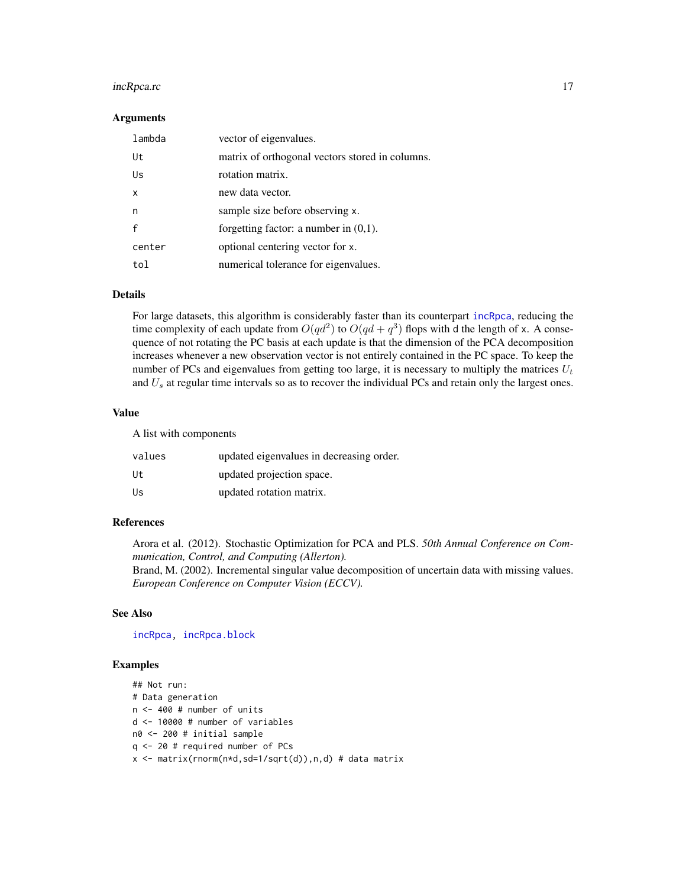## Arguments

| | |
|---|---|
| `lambda` | vector of eigenvalues. |
| `Ut` | matrix of orthogonal vectors stored in columns. |
| `Us` | rotation matrix. |
| `x` | new data vector. |
| `n` | sample size before observing `x`. |
| `f` | forgetting factor: a number in (0,1). |
| `center` | optional centering vector for `x`. |
| `tol` | numerical tolerance for eigenvalues. |

## Details

For large datasets, this algorithm is considerably faster than its counterpart `incRpca`, reducing the time complexity of each update from $O(qd^2)$ to $O(qd + q^3)$ flops with `d` the length of `x`. A consequence of not rotating the PC basis at each update is that the dimension of the PCA decomposition increases whenever a new observation vector is not entirely contained in the PC space. To keep the number of PCs and eigenvalues from getting too large, it is necessary to multiply the matrices $U_t$ and $U_s$ at regular time intervals so as to recover the individual PCs and retain only the largest ones.

## Value

A list with components

| | |
|---|---|
| `values` | updated eigenvalues in decreasing order. |
| `Ut` | updated projection space. |
| `Us` | updated rotation matrix. |

## References

Arora et al. (2012). Stochastic Optimization for PCA and PLS. *50th Annual Conference on Communication, Control, and Computing (Allerton).*
Brand, M. (2002). Incremental singular value decomposition of uncertain data with missing values. *European Conference on Computer Vision (ECCV).*

## See Also

`incRpca`, `incRpca.block`

## Examples

```
## Not run:
# Data generation
n <- 400 # number of units
d <- 10000 # number of variables
n0 <- 200 # initial sample
q <- 20 # required number of PCs
x <- matrix(rnorm(n*d,sd=1/sqrt(d)),n,d) # data matrix
```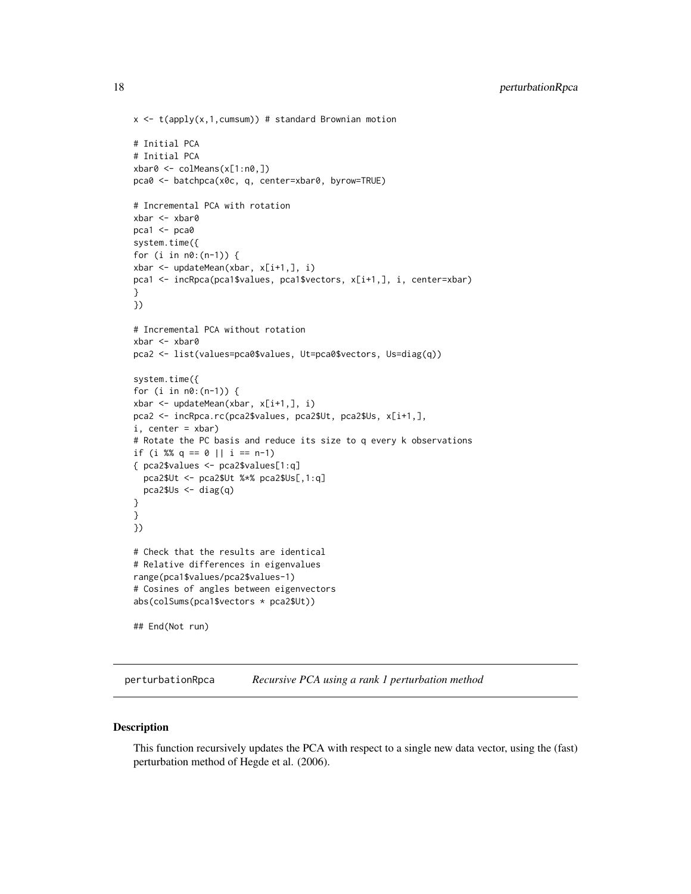```
x <- t(apply(x,1,cumsum)) # standard Brownian motion

# Initial PCA
# Initial PCA
xbar0 <- colMeans(x[1:n0,])
pca0 <- batchpca(x0c, q, center=xbar0, byrow=TRUE)

# Incremental PCA with rotation
xbar <- xbar0
pca1 <- pca0
system.time({
for (i in n0:(n-1)) {
xbar <- updateMean(xbar, x[i+1,], i)
pca1 <- incRpca(pca1$values, pca1$vectors, x[i+1,], i, center=xbar)
}
})

# Incremental PCA without rotation
xbar <- xbar0
pca2 <- list(values=pca0$values, Ut=pca0$vectors, Us=diag(q))

system.time({
for (i in n0:(n-1)) {
xbar <- updateMean(xbar, x[i+1,], i)
pca2 <- incRpca.rc(pca2$values, pca2$Ut, pca2$Us, x[i+1,],
i, center = xbar)
# Rotate the PC basis and reduce its size to q every k observations
if (i %% q == 0 || i == n-1)
{ pca2$values <- pca2$values[1:q]
  pca2$Ut <- pca2$Ut %*% pca2$Us[,1:q]
  pca2$Us <- diag(q)
}
}
})

# Check that the results are identical
# Relative differences in eigenvalues
range(pca1$values/pca2$values-1)
# Cosines of angles between eigenvectors
abs(colSums(pca1$vectors * pca2$Ut))

## End(Not run)
```

## perturbationRpca — *Recursive PCA using a rank 1 perturbation method*

### Description

This function recursively updates the PCA with respect to a single new data vector, using the (fast) perturbation method of Hegde et al. (2006).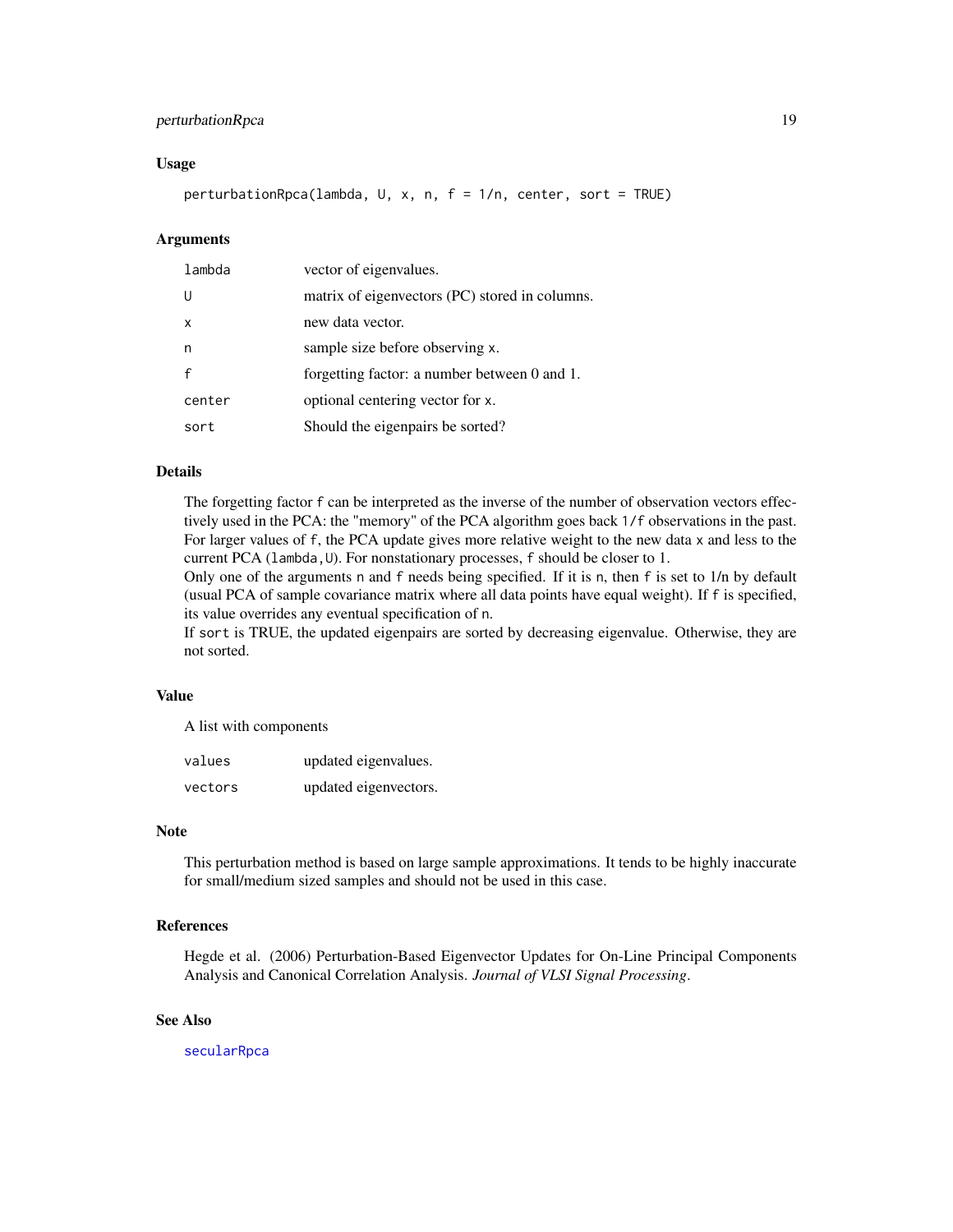### Usage

```
perturbationRpca(lambda, U, x, n, f = 1/n, center, sort = TRUE)
```

### Arguments

| | |
|---|---|
| lambda | vector of eigenvalues. |
| U | matrix of eigenvectors (PC) stored in columns. |
| x | new data vector. |
| n | sample size before observing x. |
| f | forgetting factor: a number between 0 and 1. |
| center | optional centering vector for x. |
| sort | Should the eigenpairs be sorted? |

### Details

The forgetting factor f can be interpreted as the inverse of the number of observation vectors effectively used in the PCA: the "memory" of the PCA algorithm goes back 1/f observations in the past. For larger values of f, the PCA update gives more relative weight to the new data x and less to the current PCA (lambda,U). For nonstationary processes, f should be closer to 1.
Only one of the arguments n and f needs being specified. If it is n, then f is set to 1/n by default (usual PCA of sample covariance matrix where all data points have equal weight). If f is specified, its value overrides any eventual specification of n.
If sort is TRUE, the updated eigenpairs are sorted by decreasing eigenvalue. Otherwise, they are not sorted.

### Value

A list with components

| | |
|---|---|
| values | updated eigenvalues. |
| vectors | updated eigenvectors. |

### Note

This perturbation method is based on large sample approximations. It tends to be highly inaccurate for small/medium sized samples and should not be used in this case.

### References

Hegde et al. (2006) Perturbation-Based Eigenvector Updates for On-Line Principal Components Analysis and Canonical Correlation Analysis. *Journal of VLSI Signal Processing*.

### See Also

secularRpca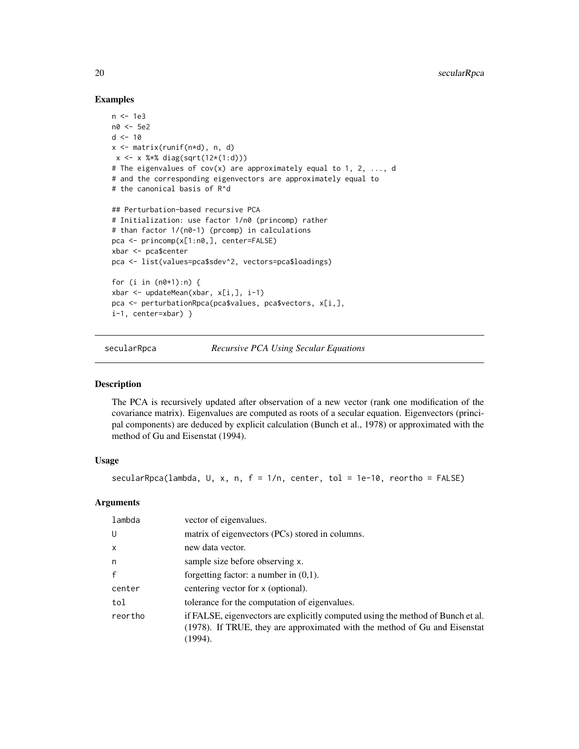## Examples

```
n <- 1e3
n0 <- 5e2
d <- 10
x <- matrix(runif(n*d), n, d)
 x <- x %*% diag(sqrt(12*(1:d)))
# The eigenvalues of cov(x) are approximately equal to 1, 2, ..., d
# and the corresponding eigenvectors are approximately equal to
# the canonical basis of R^d

## Perturbation-based recursive PCA
# Initialization: use factor 1/n0 (princomp) rather
# than factor 1/(n0-1) (prcomp) in calculations
pca <- princomp(x[1:n0,], center=FALSE)
xbar <- pca$center
pca <- list(values=pca$sdev^2, vectors=pca$loadings)

for (i in (n0+1):n) {
xbar <- updateMean(xbar, x[i,], i-1)
pca <- perturbationRpca(pca$values, pca$vectors, x[i,],
i-1, center=xbar) }
```

---

# secularRpca — *Recursive PCA Using Secular Equations*

---

## Description

The PCA is recursively updated after observation of a new vector (rank one modification of the covariance matrix). Eigenvalues are computed as roots of a secular equation. Eigenvectors (principal components) are deduced by explicit calculation (Bunch et al., 1978) or approximated with the method of Gu and Eisenstat (1994).

## Usage

```
secularRpca(lambda, U, x, n, f = 1/n, center, tol = 1e-10, reortho = FALSE)
```

## Arguments

| | |
|---|---|
| `lambda` | vector of eigenvalues. |
| `U` | matrix of eigenvectors (PCs) stored in columns. |
| `x` | new data vector. |
| `n` | sample size before observing `x`. |
| `f` | forgetting factor: a number in (0,1). |
| `center` | centering vector for `x` (optional). |
| `tol` | tolerance for the computation of eigenvalues. |
| `reortho` | if FALSE, eigenvectors are explicitly computed using the method of Bunch et al. (1978). If TRUE, they are approximated with the method of Gu and Eisenstat (1994). |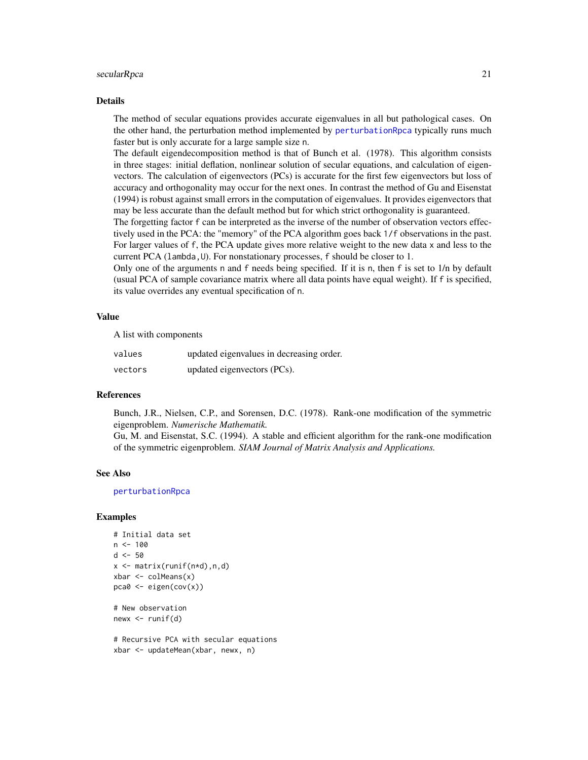## Details

The method of secular equations provides accurate eigenvalues in all but pathological cases. On the other hand, the perturbation method implemented by `perturbationRpca` typically runs much faster but is only accurate for a large sample size `n`.

The default eigendecomposition method is that of Bunch et al. (1978). This algorithm consists in three stages: initial deflation, nonlinear solution of secular equations, and calculation of eigenvectors. The calculation of eigenvectors (PCs) is accurate for the first few eigenvectors but loss of accuracy and orthogonality may occur for the next ones. In contrast the method of Gu and Eisenstat (1994) is robust against small errors in the computation of eigenvalues. It provides eigenvectors that may be less accurate than the default method but for which strict orthogonality is guaranteed.

The forgetting factor `f` can be interpreted as the inverse of the number of observation vectors effectively used in the PCA: the "memory" of the PCA algorithm goes back `1/f` observations in the past. For larger values of `f`, the PCA update gives more relative weight to the new data `x` and less to the current PCA (`lambda,U`). For nonstationary processes, `f` should be closer to 1.

Only one of the arguments `n` and `f` needs being specified. If it is `n`, then `f` is set to 1/n by default (usual PCA of sample covariance matrix where all data points have equal weight). If `f` is specified, its value overrides any eventual specification of `n`.

## Value

A list with components

| | |
|---|---|
| `values` | updated eigenvalues in decreasing order. |
| `vectors` | updated eigenvectors (PCs). |

## References

Bunch, J.R., Nielsen, C.P., and Sorensen, D.C. (1978). Rank-one modification of the symmetric eigenproblem. *Numerische Mathematik.*

Gu, M. and Eisenstat, S.C. (1994). A stable and efficient algorithm for the rank-one modification of the symmetric eigenproblem. *SIAM Journal of Matrix Analysis and Applications.*

## See Also

`perturbationRpca`

## Examples

```
# Initial data set
n <- 100
d <- 50
x <- matrix(runif(n*d),n,d)
xbar <- colMeans(x)
pca0 <- eigen(cov(x))

# New observation
newx <- runif(d)

# Recursive PCA with secular equations
xbar <- updateMean(xbar, newx, n)
```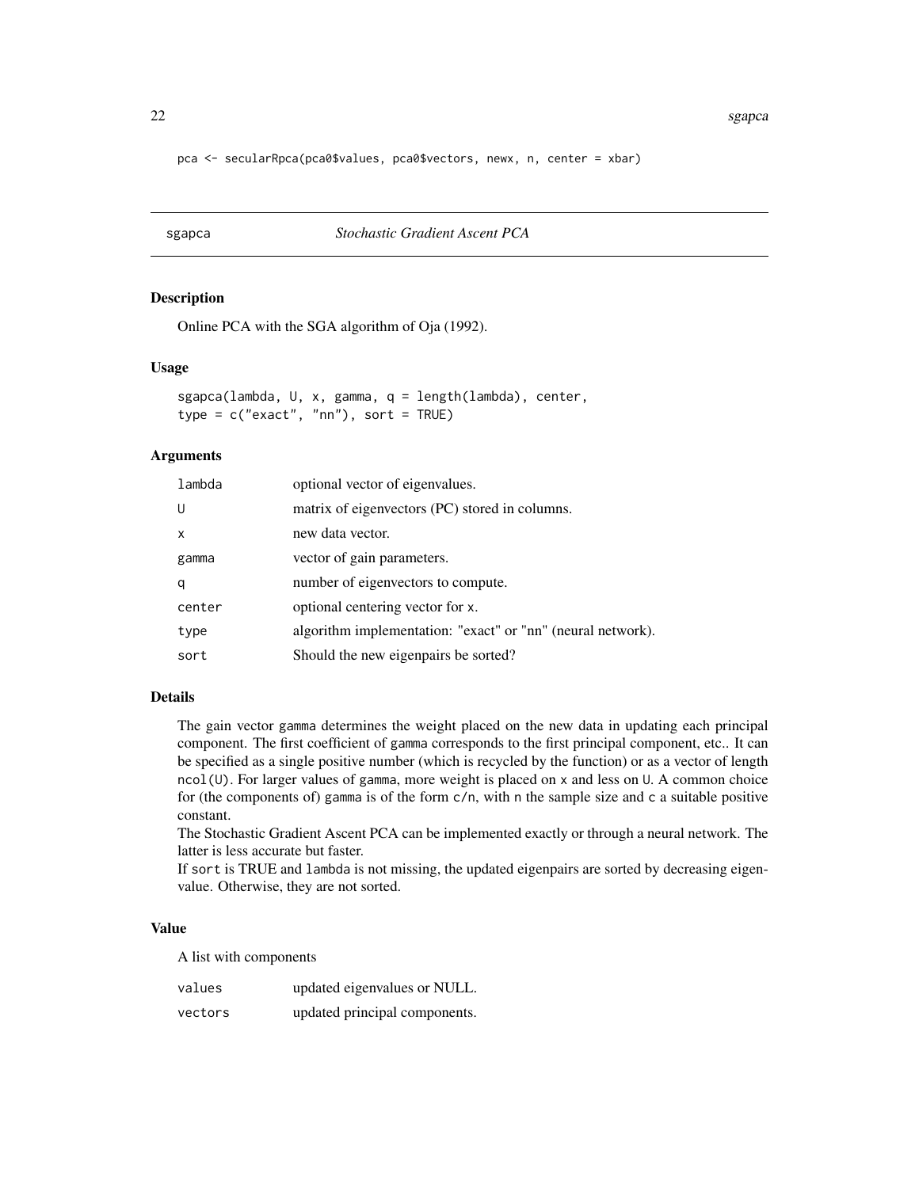```
pca <- secularRpca(pca0$values, pca0$vectors, newx, n, center = xbar)
```

---

## sgapca *Stochastic Gradient Ascent PCA*

### Description

Online PCA with the SGA algorithm of Oja (1992).

### Usage

```
sgapca(lambda, U, x, gamma, q = length(lambda), center,
type = c("exact", "nn"), sort = TRUE)
```

### Arguments

| | |
|---|---|
| lambda | optional vector of eigenvalues. |
| U | matrix of eigenvectors (PC) stored in columns. |
| x | new data vector. |
| gamma | vector of gain parameters. |
| q | number of eigenvectors to compute. |
| center | optional centering vector for x. |
| type | algorithm implementation: "exact" or "nn" (neural network). |
| sort | Should the new eigenpairs be sorted? |

### Details

The gain vector gamma determines the weight placed on the new data in updating each principal component. The first coefficient of gamma corresponds to the first principal component, etc.. It can be specified as a single positive number (which is recycled by the function) or as a vector of length ncol(U). For larger values of gamma, more weight is placed on x and less on U. A common choice for (the components of) gamma is of the form c/n, with n the sample size and c a suitable positive constant.

The Stochastic Gradient Ascent PCA can be implemented exactly or through a neural network. The latter is less accurate but faster.

If sort is TRUE and lambda is not missing, the updated eigenpairs are sorted by decreasing eigenvalue. Otherwise, they are not sorted.

### Value

A list with components

| | |
|---|---|
| values | updated eigenvalues or NULL. |
| vectors | updated principal components. |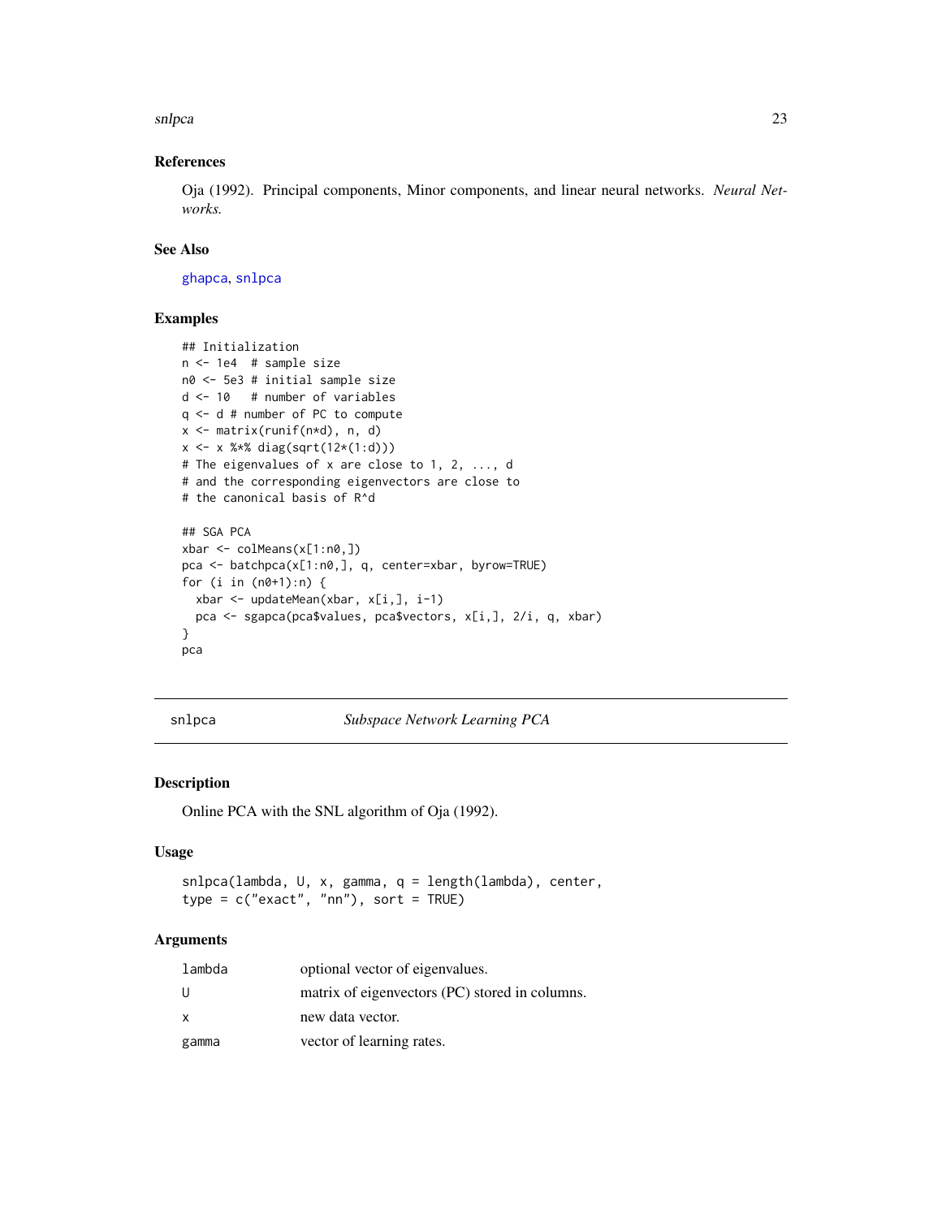### References

Oja (1992). Principal components, Minor components, and linear neural networks. *Neural Networks.*

### See Also

ghapca, snlpca

### Examples

```
## Initialization
n <- 1e4  # sample size
n0 <- 5e3 # initial sample size
d <- 10   # number of variables
q <- d # number of PC to compute
x <- matrix(runif(n*d), n, d)
x <- x %*% diag(sqrt(12*(1:d)))
# The eigenvalues of x are close to 1, 2, ..., d
# and the corresponding eigenvectors are close to
# the canonical basis of R^d

## SGA PCA
xbar <- colMeans(x[1:n0,])
pca <- batchpca(x[1:n0,], q, center=xbar, byrow=TRUE)
for (i in (n0+1):n) {
  xbar <- updateMean(xbar, x[i,], i-1)
  pca <- sgapca(pca$values, pca$vectors, x[i,], 2/i, q, xbar)
}
pca
```

---

## snlpca — *Subspace Network Learning PCA*

### Description

Online PCA with the SNL algorithm of Oja (1992).

### Usage

```
snlpca(lambda, U, x, gamma, q = length(lambda), center,
type = c("exact", "nn"), sort = TRUE)
```

### Arguments

| | |
|---|---|
| lambda | optional vector of eigenvalues. |
| U | matrix of eigenvectors (PC) stored in columns. |
| x | new data vector. |
| gamma | vector of learning rates. |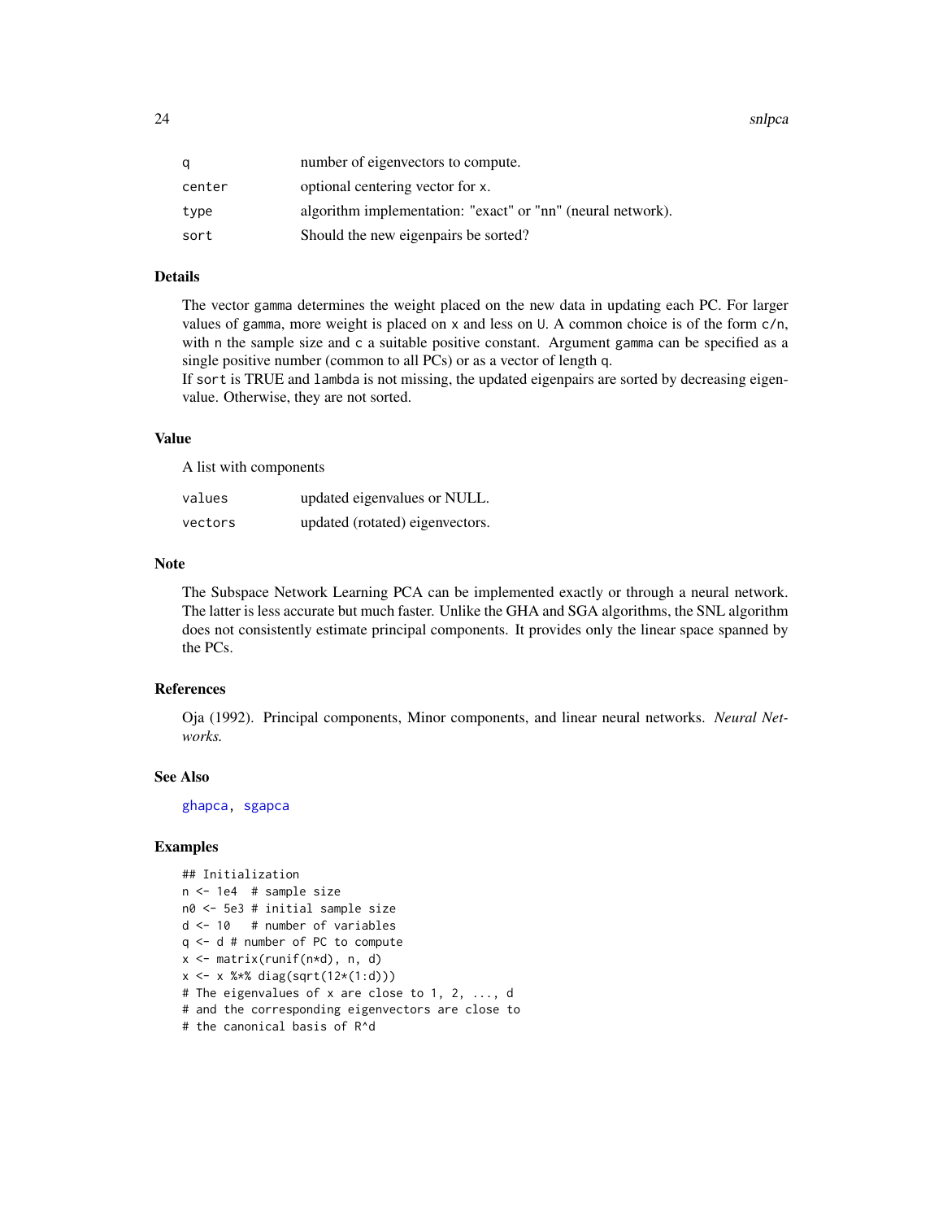| | |
|---|---|
| q | number of eigenvectors to compute. |
| center | optional centering vector for x. |
| type | algorithm implementation: "exact" or "nn" (neural network). |
| sort | Should the new eigenpairs be sorted? |

## Details

The vector gamma determines the weight placed on the new data in updating each PC. For larger values of gamma, more weight is placed on x and less on U. A common choice is of the form c/n, with n the sample size and c a suitable positive constant. Argument gamma can be specified as a single positive number (common to all PCs) or as a vector of length q.

If sort is TRUE and lambda is not missing, the updated eigenpairs are sorted by decreasing eigenvalue. Otherwise, they are not sorted.

## Value

A list with components

| | |
|---|---|
| values | updated eigenvalues or NULL. |
| vectors | updated (rotated) eigenvectors. |

## Note

The Subspace Network Learning PCA can be implemented exactly or through a neural network. The latter is less accurate but much faster. Unlike the GHA and SGA algorithms, the SNL algorithm does not consistently estimate principal components. It provides only the linear space spanned by the PCs.

## References

Oja (1992). Principal components, Minor components, and linear neural networks. *Neural Networks.*

## See Also

ghapca, sgapca

## Examples

```
## Initialization
n <- 1e4  # sample size
n0 <- 5e3 # initial sample size
d <- 10   # number of variables
q <- d # number of PC to compute
x <- matrix(runif(n*d), n, d)
x <- x %*% diag(sqrt(12*(1:d)))
# The eigenvalues of x are close to 1, 2, ..., d
# and the corresponding eigenvectors are close to
# the canonical basis of R^d
```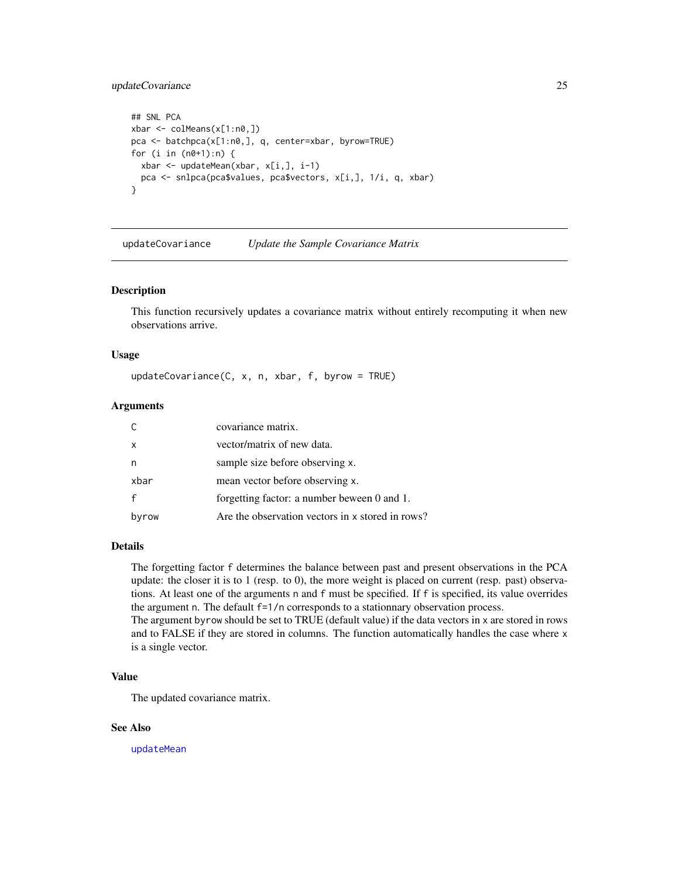```
## SNL PCA
xbar <- colMeans(x[1:n0,])
pca <- batchpca(x[1:n0,], q, center=xbar, byrow=TRUE)
for (i in (n0+1):n) {
  xbar <- updateMean(xbar, x[i,], i-1)
  pca <- snlpca(pca$values, pca$vectors, x[i,], 1/i, q, xbar)
}
```

---

## updateCovariance *Update the Sample Covariance Matrix*

---

### Description

This function recursively updates a covariance matrix without entirely recomputing it when new observations arrive.

### Usage

```
updateCovariance(C, x, n, xbar, f, byrow = TRUE)
```

### Arguments

| | |
|---|---|
| `C` | covariance matrix. |
| `x` | vector/matrix of new data. |
| `n` | sample size before observing `x`. |
| `xbar` | mean vector before observing `x`. |
| `f` | forgetting factor: a number beween 0 and 1. |
| `byrow` | Are the observation vectors in `x` stored in rows? |

### Details

The forgetting factor `f` determines the balance between past and present observations in the PCA update: the closer it is to 1 (resp. to 0), the more weight is placed on current (resp. past) observations. At least one of the arguments `n` and `f` must be specified. If `f` is specified, its value overrides the argument `n`. The default `f=1/n` corresponds to a stationnary observation process.

The argument `byrow` should be set to TRUE (default value) if the data vectors in `x` are stored in rows and to FALSE if they are stored in columns. The function automatically handles the case where `x` is a single vector.

### Value

The updated covariance matrix.

### See Also

`updateMean`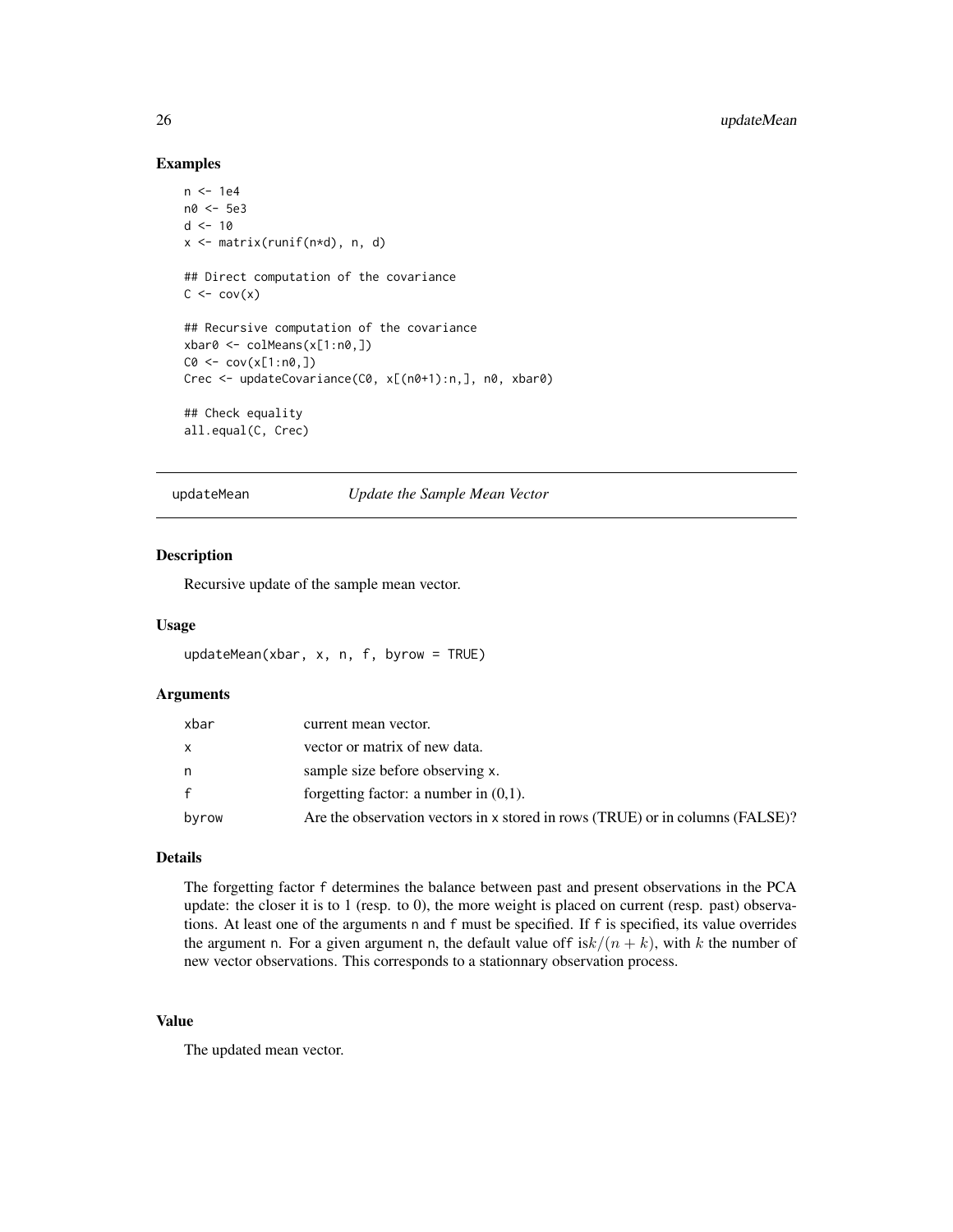## Examples

```
n <- 1e4
n0 <- 5e3
d <- 10
x <- matrix(runif(n*d), n, d)

## Direct computation of the covariance
C <- cov(x)

## Recursive computation of the covariance
xbar0 <- colMeans(x[1:n0,])
C0 <- cov(x[1:n0,])
Crec <- updateCovariance(C0, x[(n0+1):n,], n0, xbar0)

## Check equality
all.equal(C, Crec)
```

---

# updateMean — *Update the Sample Mean Vector*

---

## Description

Recursive update of the sample mean vector.

## Usage

```
updateMean(xbar, x, n, f, byrow = TRUE)
```

## Arguments

| | |
|---|---|
| xbar | current mean vector. |
| x | vector or matrix of new data. |
| n | sample size before observing x. |
| f | forgetting factor: a number in (0,1). |
| byrow | Are the observation vectors in x stored in rows (TRUE) or in columns (FALSE)? |

## Details

The forgetting factor f determines the balance between past and present observations in the PCA update: the closer it is to 1 (resp. to 0), the more weight is placed on current (resp. past) observations. At least one of the arguments n and f must be specified. If f is specified, its value overrides the argument n. For a given argument n, the default value off is$k/(n+k)$, with $k$ the number of new vector observations. This corresponds to a stationnary observation process.

## Value

The updated mean vector.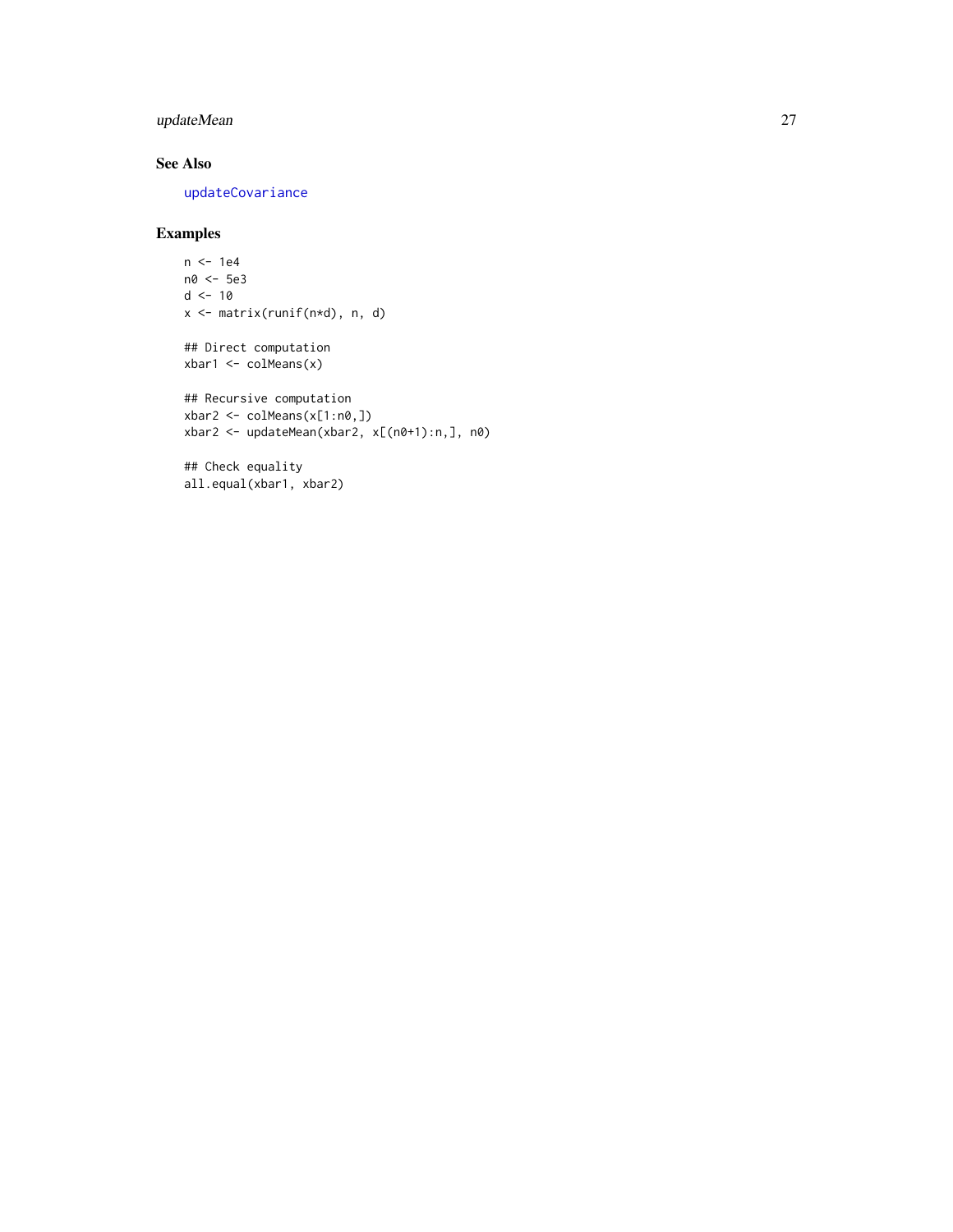### See Also

updateCovariance

### Examples

```
n <- 1e4
n0 <- 5e3
d <- 10
x <- matrix(runif(n*d), n, d)

## Direct computation
xbar1 <- colMeans(x)

## Recursive computation
xbar2 <- colMeans(x[1:n0,])
xbar2 <- updateMean(xbar2, x[(n0+1):n,], n0)

## Check equality
all.equal(xbar1, xbar2)
```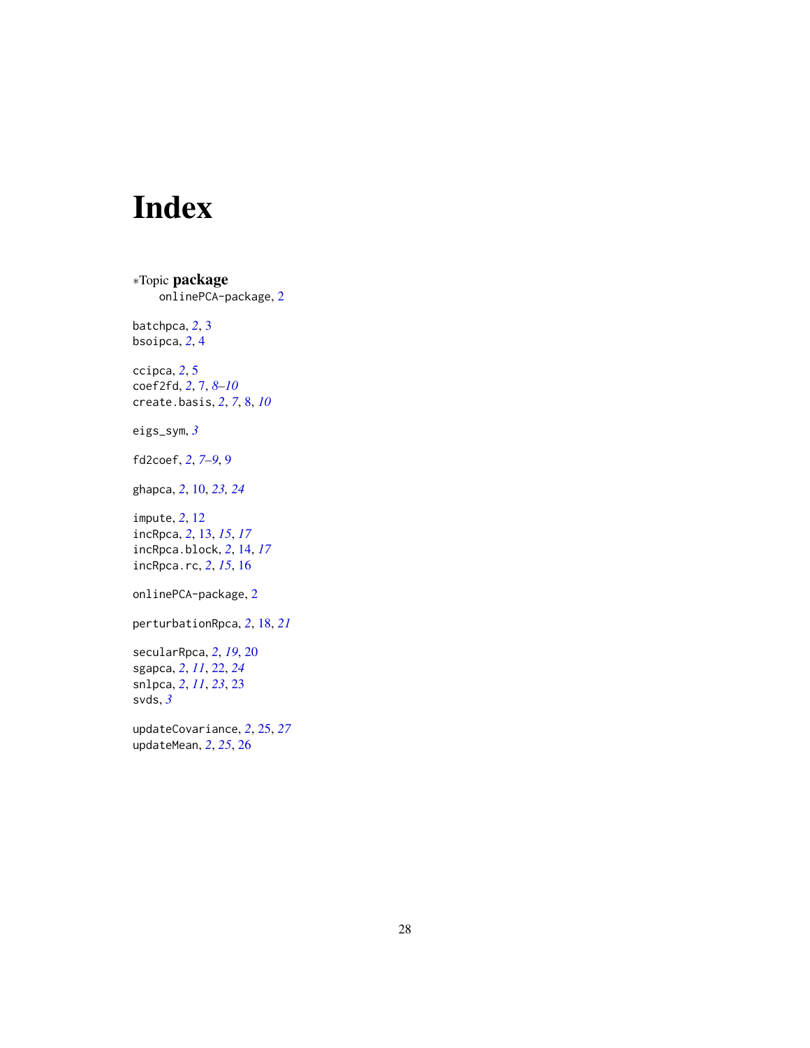# Index

∗Topic **package**
onlinePCA-package, 2

batchpca, *2*, 3
bsoipca, *2*, 4

ccipca, *2*, 5
coef2fd, *2*, 7, *8–10*
create.basis, *2*, *7*, 8, *10*

eigs_sym, *3*

fd2coef, *2*, *7–9*, 9

ghapca, *2*, 10, *23, 24*

impute, *2*, 12
incRpca, *2*, 13, *15*, *17*
incRpca.block, *2*, 14, *17*
incRpca.rc, *2*, *15*, 16

onlinePCA-package, 2

perturbationRpca, *2*, 18, *21*

secularRpca, *2*, *19*, 20
sgapca, *2*, *11*, 22, *24*
snlpca, *2*, *11*, *23*, 23
svds, *3*

updateCovariance, *2*, 25, *27*
updateMean, *2*, *25*, 26